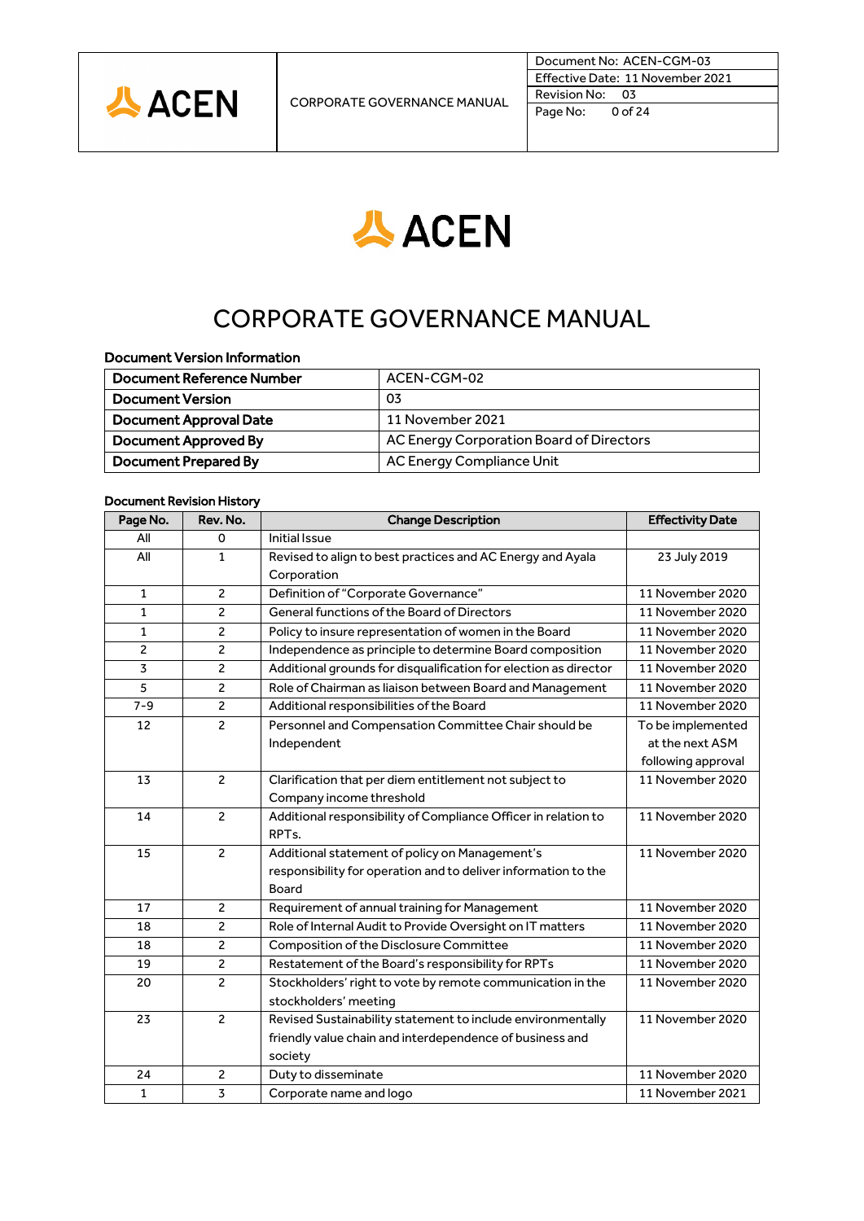# CORPORATE GOVERNANCE MANUAL

**Document Version Information**

| | |
|---|---|
| **Document Reference Number** | ACEN-CGM-02 |
| **Document Version** | 03 |
| **Document Approval Date** | 11 November 2021 |
| **Document Approved By** | AC Energy Corporation Board of Directors |
| **Document Prepared By** | AC Energy Compliance Unit |

**Document Revision History**

| Page No. | Rev. No. | Change Description | Effectivity Date |
|---|---|---|---|
| All | 0 | Initial Issue | |
| All | 1 | Revised to align to best practices and AC Energy and Ayala Corporation | 23 July 2019 |
| 1 | 2 | Definition of "Corporate Governance" | 11 November 2020 |
| 1 | 2 | General functions of the Board of Directors | 11 November 2020 |
| 1 | 2 | Policy to insure representation of women in the Board | 11 November 2020 |
| 2 | 2 | Independence as principle to determine Board composition | 11 November 2020 |
| 3 | 2 | Additional grounds for disqualification for election as director | 11 November 2020 |
| 5 | 2 | Role of Chairman as liaison between Board and Management | 11 November 2020 |
| 7-9 | 2 | Additional responsibilities of the Board | 11 November 2020 |
| 12 | 2 | Personnel and Compensation Committee Chair should be Independent | To be implemented at the next ASM following approval |
| 13 | 2 | Clarification that per diem entitlement not subject to Company income threshold | 11 November 2020 |
| 14 | 2 | Additional responsibility of Compliance Officer in relation to RPTs. | 11 November 2020 |
| 15 | 2 | Additional statement of policy on Management's responsibility for operation and to deliver information to the Board | 11 November 2020 |
| 17 | 2 | Requirement of annual training for Management | 11 November 2020 |
| 18 | 2 | Role of Internal Audit to Provide Oversight on IT matters | 11 November 2020 |
| 18 | 2 | Composition of the Disclosure Committee | 11 November 2020 |
| 19 | 2 | Restatement of the Board's responsibility for RPTs | 11 November 2020 |
| 20 | 2 | Stockholders' right to vote by remote communication in the stockholders' meeting | 11 November 2020 |
| 23 | 2 | Revised Sustainability statement to include environmentally friendly value chain and interdependence of business and society | 11 November 2020 |
| 24 | 2 | Duty to disseminate | 11 November 2020 |
| 1 | 3 | Corporate name and logo | 11 November 2021 |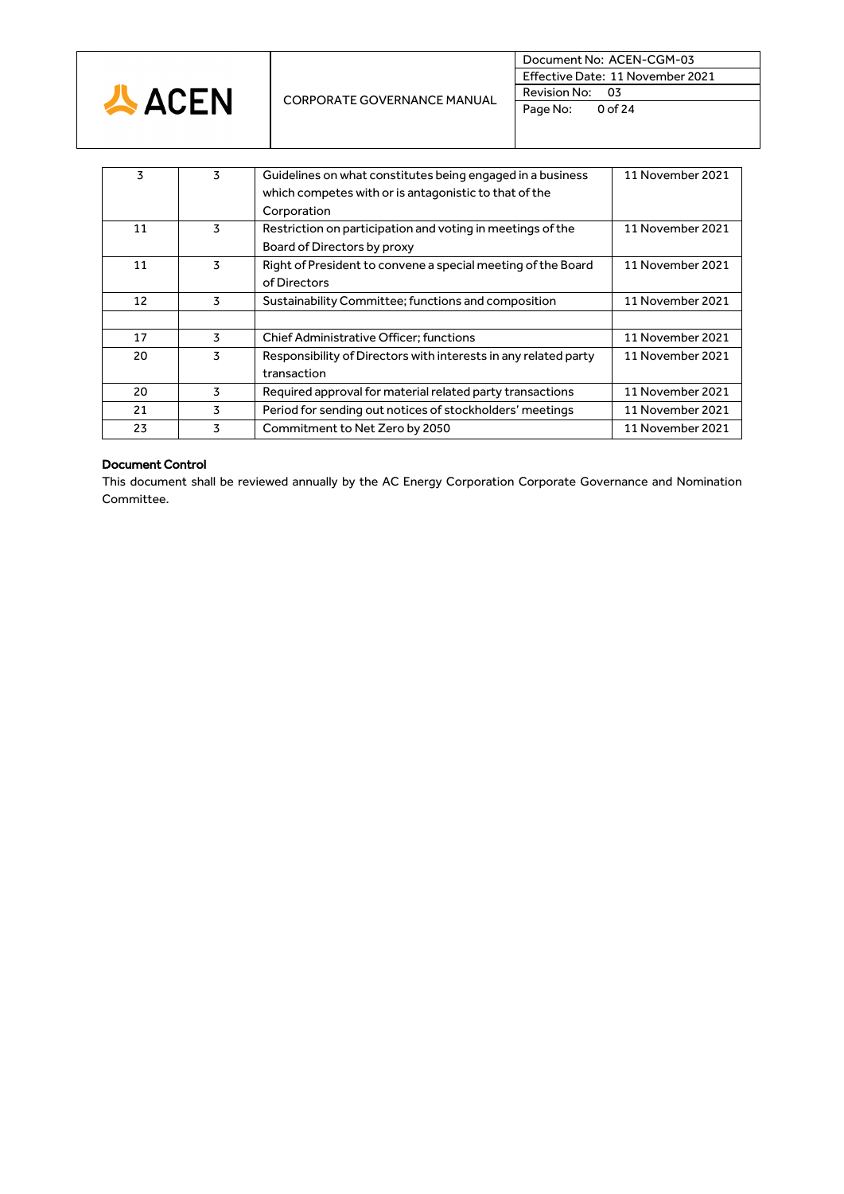| 3 | 3 | Guidelines on what constitutes being engaged in a business which competes with or is antagonistic to that of the Corporation | 11 November 2021 |
|---|---|---|---|
| 11 | 3 | Restriction on participation and voting in meetings of the Board of Directors by proxy | 11 November 2021 |
| 11 | 3 | Right of President to convene a special meeting of the Board of Directors | 11 November 2021 |
| 12 | 3 | Sustainability Committee; functions and composition | 11 November 2021 |
| | | | |
| 17 | 3 | Chief Administrative Officer; functions | 11 November 2021 |
| 20 | 3 | Responsibility of Directors with interests in any related party transaction | 11 November 2021 |
| 20 | 3 | Required approval for material related party transactions | 11 November 2021 |
| 21 | 3 | Period for sending out notices of stockholders' meetings | 11 November 2021 |
| 23 | 3 | Commitment to Net Zero by 2050 | 11 November 2021 |

**Document Control**

This document shall be reviewed annually by the AC Energy Corporation Corporate Governance and Nomination Committee.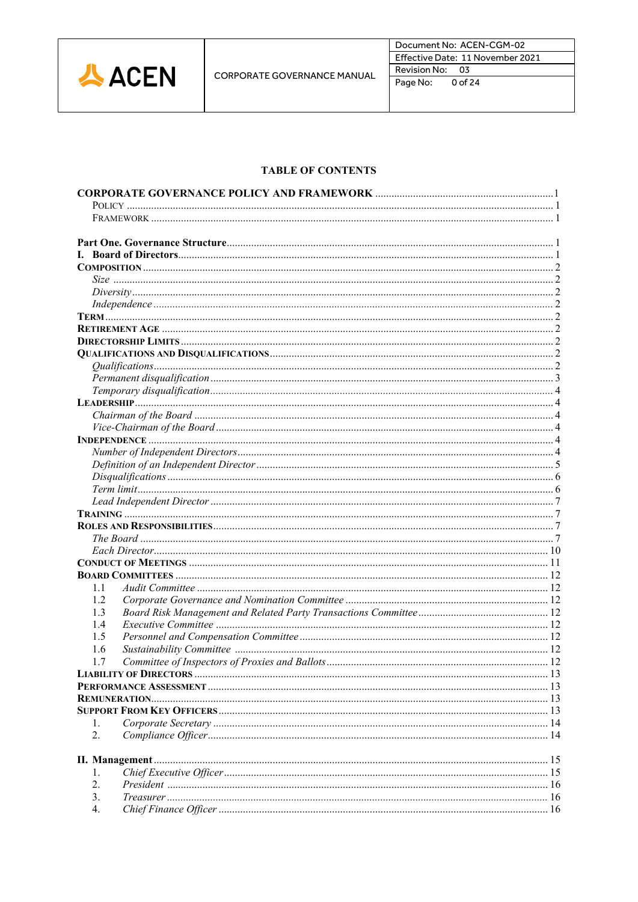## TABLE OF CONTENTS

**CORPORATE GOVERNANCE POLICY AND FRAMEWORK** .................................................. 1
  Policy ........................................................................................................................ 1
  Framework ................................................................................................................. 1

**Part One. Governance Structure** ................................................................................. 1
**I. Board of Directors** .................................................................................................. 1
**Composition** ............................................................................................................. 2
  *Size* ........................................................................................................................ 2
  *Diversity* ................................................................................................................. 2
  *Independence* .......................................................................................................... 2
**Term** ........................................................................................................................ 2
**Retirement Age** ....................................................................................................... 2
**Directorship Limits** ................................................................................................. 2
**Qualifications and Disqualifications** ...................................................................... 2
  *Qualifications* ......................................................................................................... 2
  *Permanent disqualification* ..................................................................................... 3
  *Temporary disqualification* ..................................................................................... 4
**Leadership** ............................................................................................................... 4
  *Chairman of the Board* ............................................................................................ 4
  *Vice-Chairman of the Board* ................................................................................... 4
**Independence** ........................................................................................................... 4
  *Number of Independent Directors* ........................................................................... 4
  *Definition of an Independent Director* .................................................................... 5
  *Disqualifications* ..................................................................................................... 6
  *Term limit* ............................................................................................................... 6
  *Lead Independent Director* ...................................................................................... 7
**Training** ................................................................................................................... 7
**Roles and Responsibilities** ..................................................................................... 7
  *The Board* ............................................................................................................... 7
  *Each Director* ......................................................................................................... 10
**Conduct of Meetings** ............................................................................................... 11
**Board Committees** .................................................................................................. 12
  1.1 *Audit Committee* ............................................................................................... 12
  1.2 *Corporate Governance and Nomination Committee* .......................................... 12
  1.3 *Board Risk Management and Related Party Transactions Committee* ................ 12
  1.4 *Executive Committee* ......................................................................................... 12
  1.5 *Personnel and Compensation Committee* ............................................................ 12
  1.6 *Sustainability Committee* .................................................................................. 12
  1.7 *Committee of Inspectors of Proxies and Ballots* ................................................. 12
**Liability of Directors** ............................................................................................... 13
**Performance Assessment** ........................................................................................ 13
**Remuneration** .......................................................................................................... 13
**Support From Key Officers** ..................................................................................... 13
  1. *Corporate Secretary* ............................................................................................ 14
  2. *Compliance Officer* ............................................................................................. 14

**II. Management** ........................................................................................................ 15
  1. *Chief Executive Officer* ....................................................................................... 15
  2. *President* ............................................................................................................. 16
  3. *Treasurer* ............................................................................................................. 16
  4. *Chief Finance Officer* .......................................................................................... 16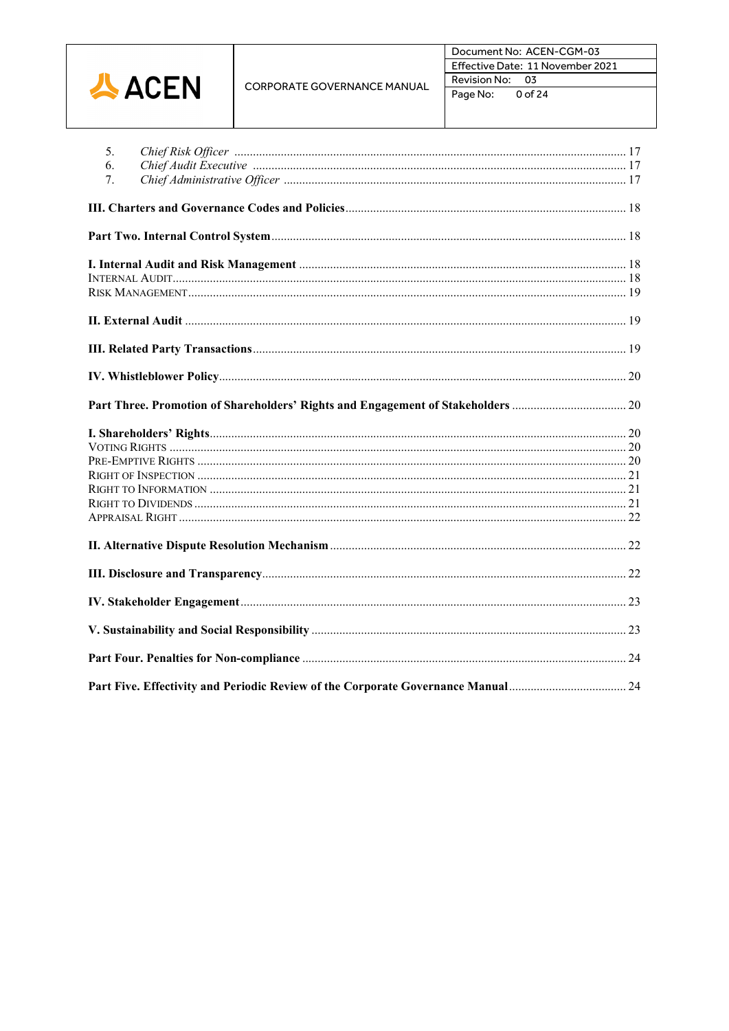5. *Chief Risk Officer* ............................................................ 17
6. *Chief Audit Executive* ............................................................ 17
7. *Chief Administrative Officer* ............................................................ 17

**III. Charters and Governance Codes and Policies** ............................................................ 18

**Part Two. Internal Control System** ............................................................ 18

**I. Internal Audit and Risk Management** ............................................................ 18
INTERNAL AUDIT ............................................................ 18
RISK MANAGEMENT ............................................................ 19

**II. External Audit** ............................................................ 19

**III. Related Party Transactions** ............................................................ 19

**IV. Whistleblower Policy** ............................................................ 20

**Part Three. Promotion of Shareholders' Rights and Engagement of Stakeholders** ............................................................ 20

**I. Shareholders' Rights** ............................................................ 20
VOTING RIGHTS ............................................................ 20
PRE-EMPTIVE RIGHTS ............................................................ 20
RIGHT OF INSPECTION ............................................................ 21
RIGHT TO INFORMATION ............................................................ 21
RIGHT TO DIVIDENDS ............................................................ 21
APPRAISAL RIGHT ............................................................ 22

**II. Alternative Dispute Resolution Mechanism** ............................................................ 22

**III. Disclosure and Transparency** ............................................................ 22

**IV. Stakeholder Engagement** ............................................................ 23

**V. Sustainability and Social Responsibility** ............................................................ 23

**Part Four. Penalties for Non-compliance** ............................................................ 24

**Part Five. Effectivity and Periodic Review of the Corporate Governance Manual** ............................................................ 24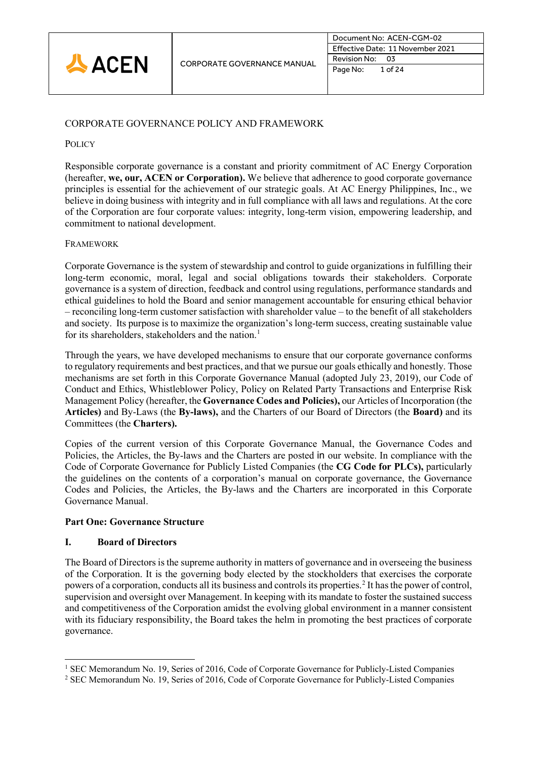CORPORATE GOVERNANCE POLICY AND FRAMEWORK

POLICY

Responsible corporate governance is a constant and priority commitment of AC Energy Corporation (hereafter, **we, our, ACEN or Corporation).** We believe that adherence to good corporate governance principles is essential for the achievement of our strategic goals. At AC Energy Philippines, Inc., we believe in doing business with integrity and in full compliance with all laws and regulations. At the core of the Corporation are four corporate values: integrity, long-term vision, empowering leadership, and commitment to national development.

FRAMEWORK

Corporate Governance is the system of stewardship and control to guide organizations in fulfilling their long-term economic, moral, legal and social obligations towards their stakeholders. Corporate governance is a system of direction, feedback and control using regulations, performance standards and ethical guidelines to hold the Board and senior management accountable for ensuring ethical behavior – reconciling long-term customer satisfaction with shareholder value – to the benefit of all stakeholders and society. Its purpose is to maximize the organization's long-term success, creating sustainable value for its shareholders, stakeholders and the nation.[1]

Through the years, we have developed mechanisms to ensure that our corporate governance conforms to regulatory requirements and best practices, and that we pursue our goals ethically and honestly. Those mechanisms are set forth in this Corporate Governance Manual (adopted July 23, 2019), our Code of Conduct and Ethics, Whistleblower Policy, Policy on Related Party Transactions and Enterprise Risk Management Policy (hereafter, the **Governance Codes and Policies),** our Articles of Incorporation (the **Articles)** and By-Laws (the **By-laws),** and the Charters of our Board of Directors (the **Board)** and its Committees (the **Charters).**

Copies of the current version of this Corporate Governance Manual, the Governance Codes and Policies, the Articles, the By-laws and the Charters are posted in our website. In compliance with the Code of Corporate Governance for Publicly Listed Companies (the **CG Code for PLCs),** particularly the guidelines on the contents of a corporation's manual on corporate governance, the Governance Codes and Policies, the Articles, the By-laws and the Charters are incorporated in this Corporate Governance Manual.

## Part One: Governance Structure

### I. Board of Directors

The Board of Directors is the supreme authority in matters of governance and in overseeing the business of the Corporation. It is the governing body elected by the stockholders that exercises the corporate powers of a corporation, conducts all its business and controls its properties.[2] It has the power of control, supervision and oversight over Management. In keeping with its mandate to foster the sustained success and competitiveness of the Corporation amidst the evolving global environment in a manner consistent with its fiduciary responsibility, the Board takes the helm in promoting the best practices of corporate governance.

[1] SEC Memorandum No. 19, Series of 2016, Code of Corporate Governance for Publicly-Listed Companies

[2] SEC Memorandum No. 19, Series of 2016, Code of Corporate Governance for Publicly-Listed Companies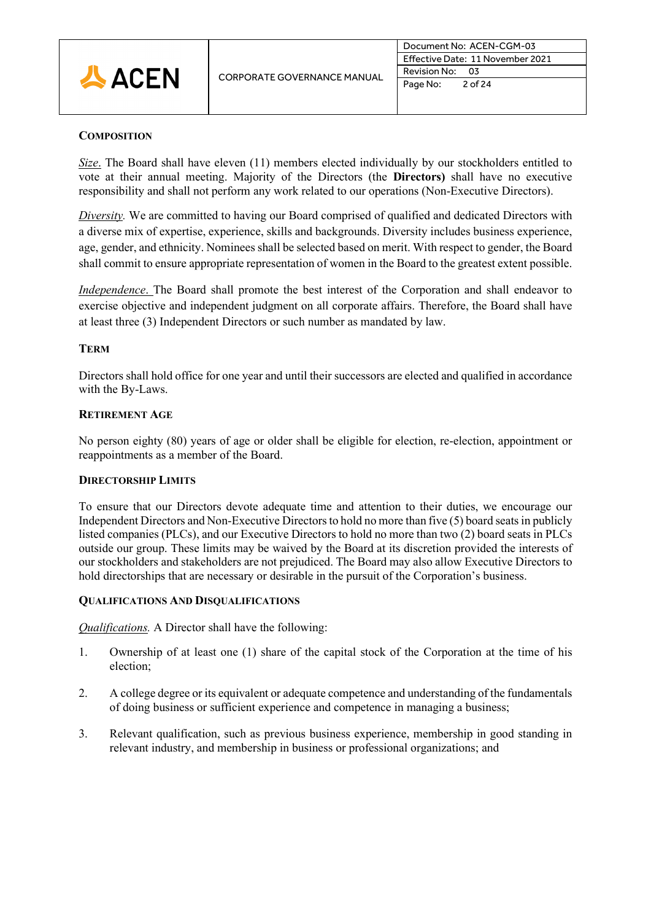## Composition

*Size.* The Board shall have eleven (11) members elected individually by our stockholders entitled to vote at their annual meeting. Majority of the Directors (the **Directors)** shall have no executive responsibility and shall not perform any work related to our operations (Non-Executive Directors).

*Diversity.* We are committed to having our Board comprised of qualified and dedicated Directors with a diverse mix of expertise, experience, skills and backgrounds. Diversity includes business experience, age, gender, and ethnicity. Nominees shall be selected based on merit. With respect to gender, the Board shall commit to ensure appropriate representation of women in the Board to the greatest extent possible.

*Independence.* The Board shall promote the best interest of the Corporation and shall endeavor to exercise objective and independent judgment on all corporate affairs. Therefore, the Board shall have at least three (3) Independent Directors or such number as mandated by law.

## Term

Directors shall hold office for one year and until their successors are elected and qualified in accordance with the By-Laws.

## Retirement Age

No person eighty (80) years of age or older shall be eligible for election, re-election, appointment or reappointments as a member of the Board.

## Directorship Limits

To ensure that our Directors devote adequate time and attention to their duties, we encourage our Independent Directors and Non-Executive Directors to hold no more than five (5) board seats in publicly listed companies (PLCs), and our Executive Directors to hold no more than two (2) board seats in PLCs outside our group. These limits may be waived by the Board at its discretion provided the interests of our stockholders and stakeholders are not prejudiced. The Board may also allow Executive Directors to hold directorships that are necessary or desirable in the pursuit of the Corporation's business.

## Qualifications and Disqualifications

*Qualifications.* A Director shall have the following:

1. Ownership of at least one (1) share of the capital stock of the Corporation at the time of his election;
2. A college degree or its equivalent or adequate competence and understanding of the fundamentals of doing business or sufficient experience and competence in managing a business;
3. Relevant qualification, such as previous business experience, membership in good standing in relevant industry, and membership in business or professional organizations; and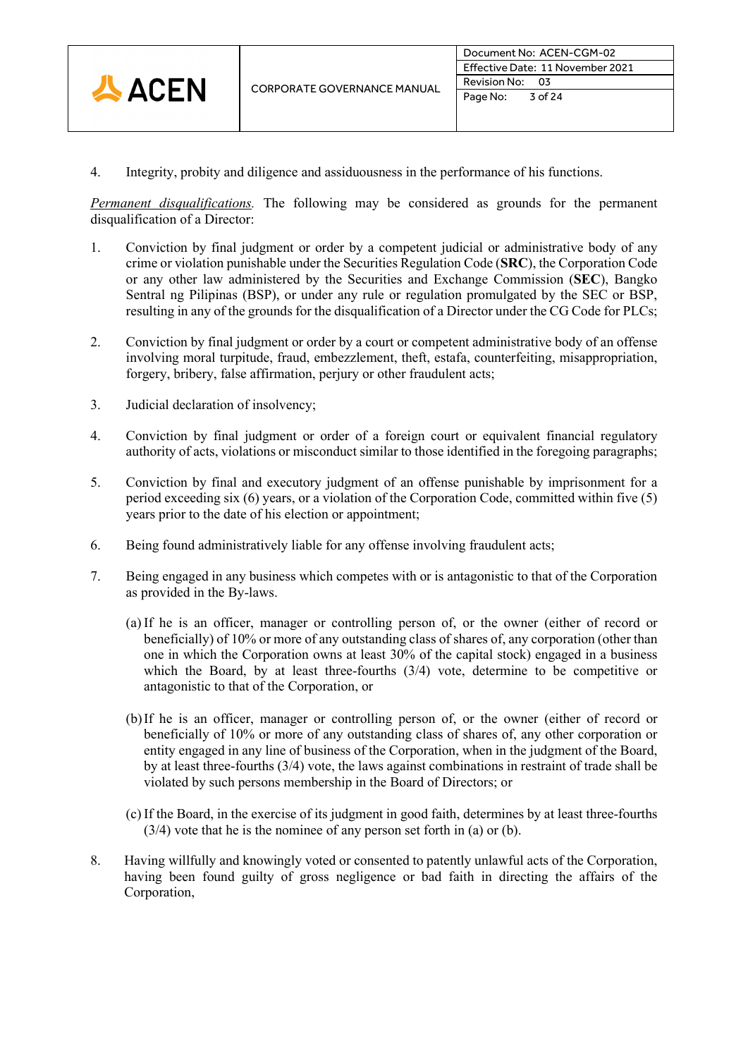4. Integrity, probity and diligence and assiduousness in the performance of his functions.

*Permanent disqualifications.* The following may be considered as grounds for the permanent disqualification of a Director:

1. Conviction by final judgment or order by a competent judicial or administrative body of any crime or violation punishable under the Securities Regulation Code (**SRC**), the Corporation Code or any other law administered by the Securities and Exchange Commission (**SEC**), Bangko Sentral ng Pilipinas (BSP), or under any rule or regulation promulgated by the SEC or BSP, resulting in any of the grounds for the disqualification of a Director under the CG Code for PLCs;

2. Conviction by final judgment or order by a court or competent administrative body of an offense involving moral turpitude, fraud, embezzlement, theft, estafa, counterfeiting, misappropriation, forgery, bribery, false affirmation, perjury or other fraudulent acts;

3. Judicial declaration of insolvency;

4. Conviction by final judgment or order of a foreign court or equivalent financial regulatory authority of acts, violations or misconduct similar to those identified in the foregoing paragraphs;

5. Conviction by final and executory judgment of an offense punishable by imprisonment for a period exceeding six (6) years, or a violation of the Corporation Code, committed within five (5) years prior to the date of his election or appointment;

6. Being found administratively liable for any offense involving fraudulent acts;

7. Being engaged in any business which competes with or is antagonistic to that of the Corporation as provided in the By-laws.

   (a) If he is an officer, manager or controlling person of, or the owner (either of record or beneficially) of 10% or more of any outstanding class of shares of, any corporation (other than one in which the Corporation owns at least 30% of the capital stock) engaged in a business which the Board, by at least three-fourths (3/4) vote, determine to be competitive or antagonistic to that of the Corporation, or

   (b) If he is an officer, manager or controlling person of, or the owner (either of record or beneficially of 10% or more of any outstanding class of shares of, any other corporation or entity engaged in any line of business of the Corporation, when in the judgment of the Board, by at least three-fourths (3/4) vote, the laws against combinations in restraint of trade shall be violated by such persons membership in the Board of Directors; or

   (c) If the Board, in the exercise of its judgment in good faith, determines by at least three-fourths (3/4) vote that he is the nominee of any person set forth in (a) or (b).

8. Having willfully and knowingly voted or consented to patently unlawful acts of the Corporation, having been found guilty of gross negligence or bad faith in directing the affairs of the Corporation,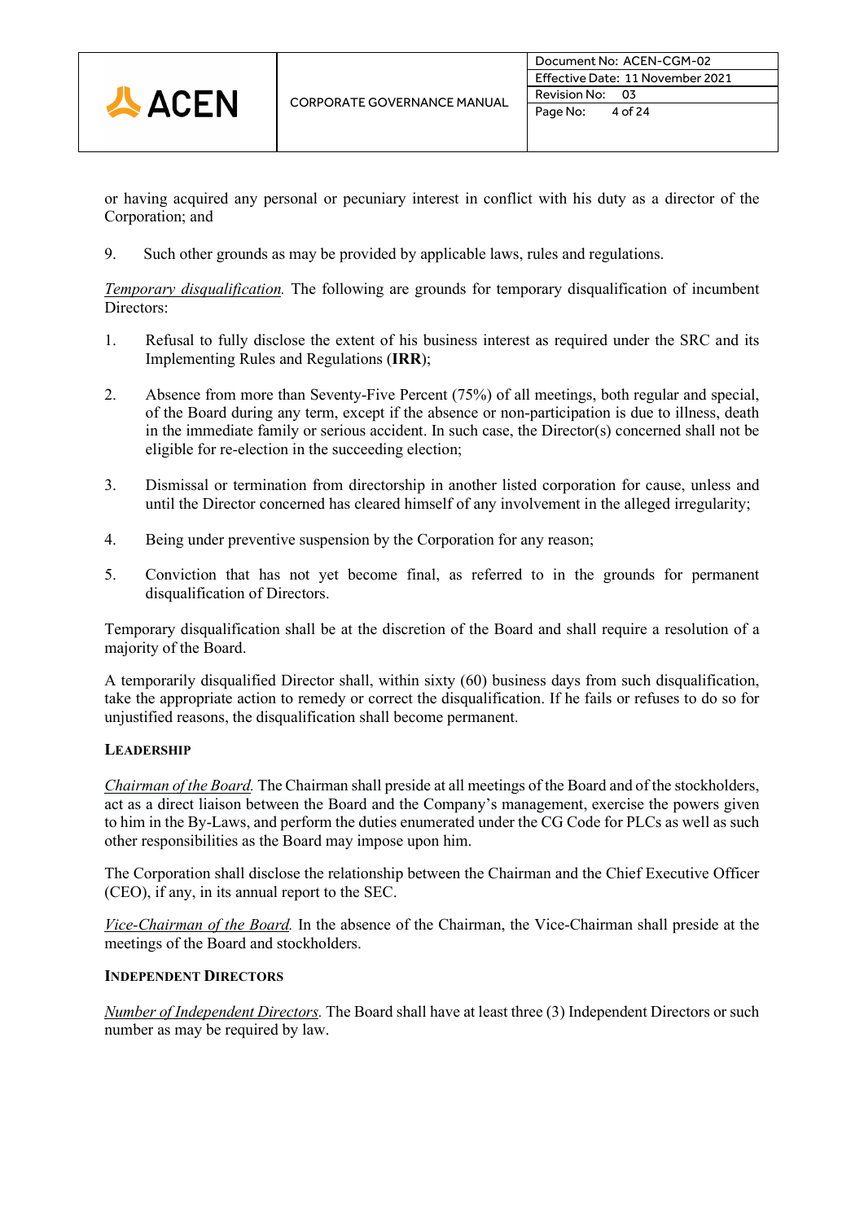or having acquired any personal or pecuniary interest in conflict with his duty as a director of the Corporation; and

9. Such other grounds as may be provided by applicable laws, rules and regulations.

*Temporary disqualification.* The following are grounds for temporary disqualification of incumbent Directors:

1. Refusal to fully disclose the extent of his business interest as required under the SRC and its Implementing Rules and Regulations (**IRR**);

2. Absence from more than Seventy-Five Percent (75%) of all meetings, both regular and special, of the Board during any term, except if the absence or non-participation is due to illness, death in the immediate family or serious accident. In such case, the Director(s) concerned shall not be eligible for re-election in the succeeding election;

3. Dismissal or termination from directorship in another listed corporation for cause, unless and until the Director concerned has cleared himself of any involvement in the alleged irregularity;

4. Being under preventive suspension by the Corporation for any reason;

5. Conviction that has not yet become final, as referred to in the grounds for permanent disqualification of Directors.

Temporary disqualification shall be at the discretion of the Board and shall require a resolution of a majority of the Board.

A temporarily disqualified Director shall, within sixty (60) business days from such disqualification, take the appropriate action to remedy or correct the disqualification. If he fails or refuses to do so for unjustified reasons, the disqualification shall become permanent.

**LEADERSHIP**

*Chairman of the Board.* The Chairman shall preside at all meetings of the Board and of the stockholders, act as a direct liaison between the Board and the Company's management, exercise the powers given to him in the By-Laws, and perform the duties enumerated under the CG Code for PLCs as well as such other responsibilities as the Board may impose upon him.

The Corporation shall disclose the relationship between the Chairman and the Chief Executive Officer (CEO), if any, in its annual report to the SEC.

*Vice-Chairman of the Board.* In the absence of the Chairman, the Vice-Chairman shall preside at the meetings of the Board and stockholders.

**INDEPENDENT DIRECTORS**

*Number of Independent Directors.* The Board shall have at least three (3) Independent Directors or such number as may be required by law.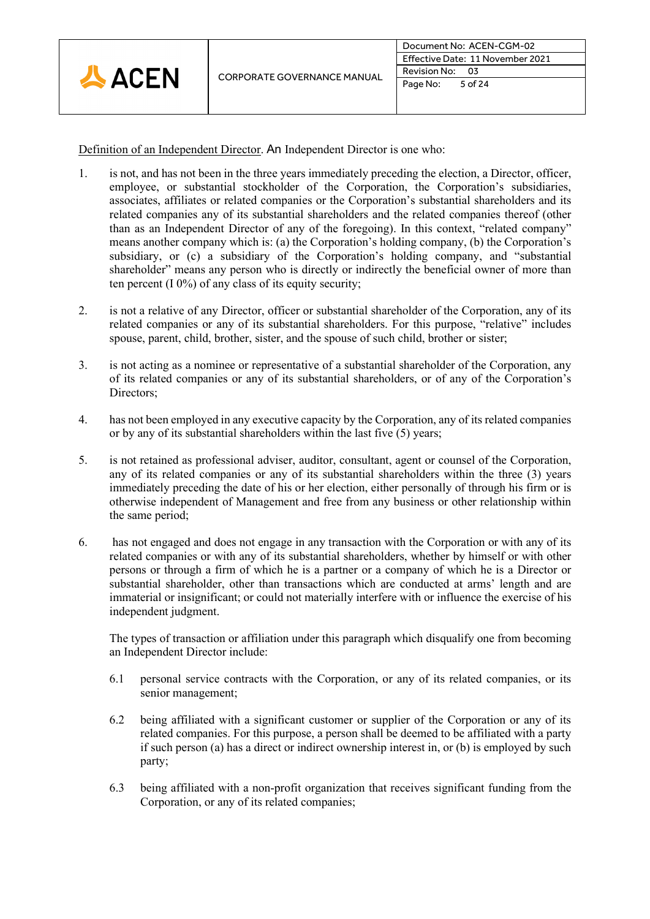Definition of an Independent Director. An Independent Director is one who:

1. is not, and has not been in the three years immediately preceding the election, a Director, officer, employee, or substantial stockholder of the Corporation, the Corporation's subsidiaries, associates, affiliates or related companies or the Corporation's substantial shareholders and its related companies any of its substantial shareholders and the related companies thereof (other than as an Independent Director of any of the foregoing). In this context, "related company" means another company which is: (a) the Corporation's holding company, (b) the Corporation's subsidiary, or (c) a subsidiary of the Corporation's holding company, and "substantial shareholder" means any person who is directly or indirectly the beneficial owner of more than ten percent (I 0%) of any class of its equity security;

2. is not a relative of any Director, officer or substantial shareholder of the Corporation, any of its related companies or any of its substantial shareholders. For this purpose, "relative" includes spouse, parent, child, brother, sister, and the spouse of such child, brother or sister;

3. is not acting as a nominee or representative of a substantial shareholder of the Corporation, any of its related companies or any of its substantial shareholders, or of any of the Corporation's Directors;

4. has not been employed in any executive capacity by the Corporation, any of its related companies or by any of its substantial shareholders within the last five (5) years;

5. is not retained as professional adviser, auditor, consultant, agent or counsel of the Corporation, any of its related companies or any of its substantial shareholders within the three (3) years immediately preceding the date of his or her election, either personally of through his firm or is otherwise independent of Management and free from any business or other relationship within the same period;

6. has not engaged and does not engage in any transaction with the Corporation or with any of its related companies or with any of its substantial shareholders, whether by himself or with other persons or through a firm of which he is a partner or a company of which he is a Director or substantial shareholder, other than transactions which are conducted at arms' length and are immaterial or insignificant; or could not materially interfere with or influence the exercise of his independent judgment.

   The types of transaction or affiliation under this paragraph which disqualify one from becoming an Independent Director include:

   6.1 personal service contracts with the Corporation, or any of its related companies, or its senior management;

   6.2 being affiliated with a significant customer or supplier of the Corporation or any of its related companies. For this purpose, a person shall be deemed to be affiliated with a party if such person (a) has a direct or indirect ownership interest in, or (b) is employed by such party;

   6.3 being affiliated with a non-profit organization that receives significant funding from the Corporation, or any of its related companies;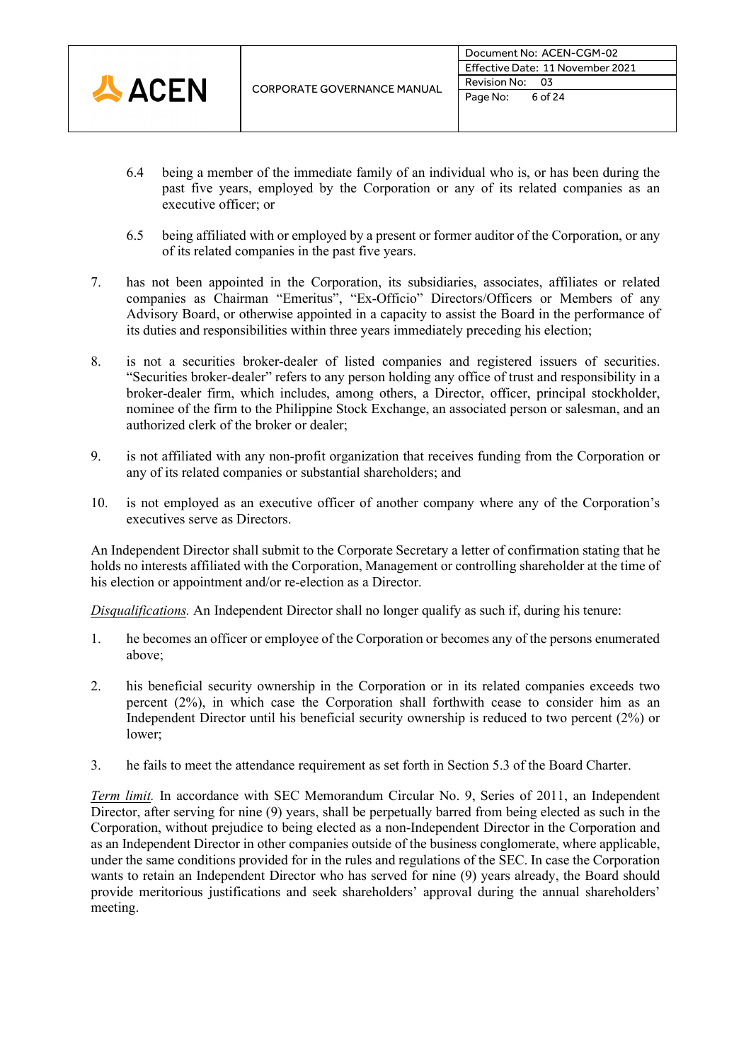6.4 being a member of the immediate family of an individual who is, or has been during the past five years, employed by the Corporation or any of its related companies as an executive officer; or

6.5 being affiliated with or employed by a present or former auditor of the Corporation, or any of its related companies in the past five years.

7. has not been appointed in the Corporation, its subsidiaries, associates, affiliates or related companies as Chairman "Emeritus", "Ex-Officio" Directors/Officers or Members of any Advisory Board, or otherwise appointed in a capacity to assist the Board in the performance of its duties and responsibilities within three years immediately preceding his election;

8. is not a securities broker-dealer of listed companies and registered issuers of securities. "Securities broker-dealer" refers to any person holding any office of trust and responsibility in a broker-dealer firm, which includes, among others, a Director, officer, principal stockholder, nominee of the firm to the Philippine Stock Exchange, an associated person or salesman, and an authorized clerk of the broker or dealer;

9. is not affiliated with any non-profit organization that receives funding from the Corporation or any of its related companies or substantial shareholders; and

10. is not employed as an executive officer of another company where any of the Corporation's executives serve as Directors.

An Independent Director shall submit to the Corporate Secretary a letter of confirmation stating that he holds no interests affiliated with the Corporation, Management or controlling shareholder at the time of his election or appointment and/or re-election as a Director.

*Disqualifications.* An Independent Director shall no longer qualify as such if, during his tenure:

1. he becomes an officer or employee of the Corporation or becomes any of the persons enumerated above;

2. his beneficial security ownership in the Corporation or in its related companies exceeds two percent (2%), in which case the Corporation shall forthwith cease to consider him as an Independent Director until his beneficial security ownership is reduced to two percent (2%) or lower;

3. he fails to meet the attendance requirement as set forth in Section 5.3 of the Board Charter.

*Term limit.* In accordance with SEC Memorandum Circular No. 9, Series of 2011, an Independent Director, after serving for nine (9) years, shall be perpetually barred from being elected as such in the Corporation, without prejudice to being elected as a non-Independent Director in the Corporation and as an Independent Director in other companies outside of the business conglomerate, where applicable, under the same conditions provided for in the rules and regulations of the SEC. In case the Corporation wants to retain an Independent Director who has served for nine (9) years already, the Board should provide meritorious justifications and seek shareholders' approval during the annual shareholders' meeting.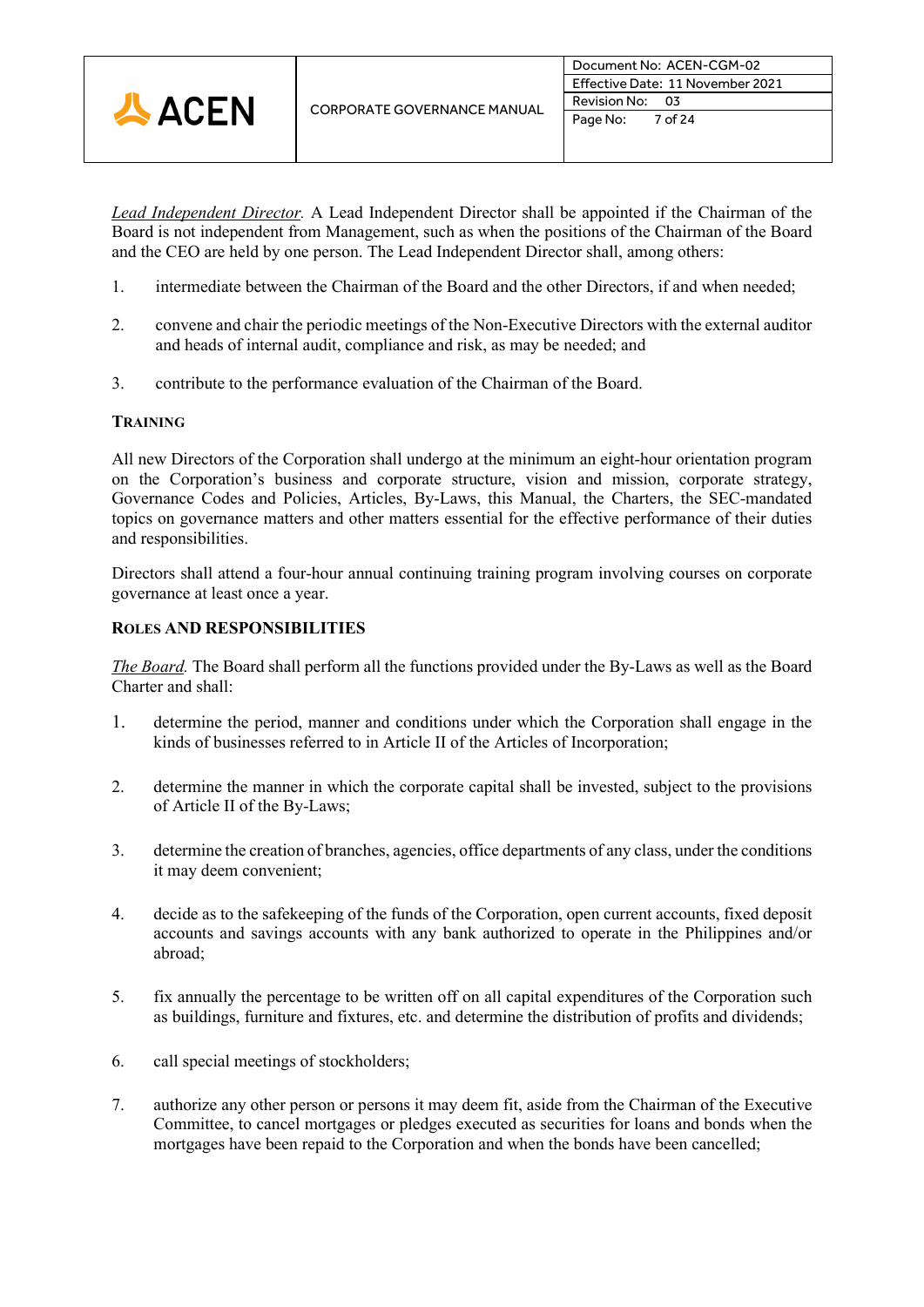*Lead Independent Director.* A Lead Independent Director shall be appointed if the Chairman of the Board is not independent from Management, such as when the positions of the Chairman of the Board and the CEO are held by one person. The Lead Independent Director shall, among others:

1. intermediate between the Chairman of the Board and the other Directors, if and when needed;

2. convene and chair the periodic meetings of the Non-Executive Directors with the external auditor and heads of internal audit, compliance and risk, as may be needed; and

3. contribute to the performance evaluation of the Chairman of the Board.

## TRAINING

All new Directors of the Corporation shall undergo at the minimum an eight-hour orientation program on the Corporation's business and corporate structure, vision and mission, corporate strategy, Governance Codes and Policies, Articles, By-Laws, this Manual, the Charters, the SEC-mandated topics on governance matters and other matters essential for the effective performance of their duties and responsibilities.

Directors shall attend a four-hour annual continuing training program involving courses on corporate governance at least once a year.

## ROLES AND RESPONSIBILITIES

*The Board.* The Board shall perform all the functions provided under the By-Laws as well as the Board Charter and shall:

1. determine the period, manner and conditions under which the Corporation shall engage in the kinds of businesses referred to in Article II of the Articles of Incorporation;

2. determine the manner in which the corporate capital shall be invested, subject to the provisions of Article II of the By-Laws;

3. determine the creation of branches, agencies, office departments of any class, under the conditions it may deem convenient;

4. decide as to the safekeeping of the funds of the Corporation, open current accounts, fixed deposit accounts and savings accounts with any bank authorized to operate in the Philippines and/or abroad;

5. fix annually the percentage to be written off on all capital expenditures of the Corporation such as buildings, furniture and fixtures, etc. and determine the distribution of profits and dividends;

6. call special meetings of stockholders;

7. authorize any other person or persons it may deem fit, aside from the Chairman of the Executive Committee, to cancel mortgages or pledges executed as securities for loans and bonds when the mortgages have been repaid to the Corporation and when the bonds have been cancelled;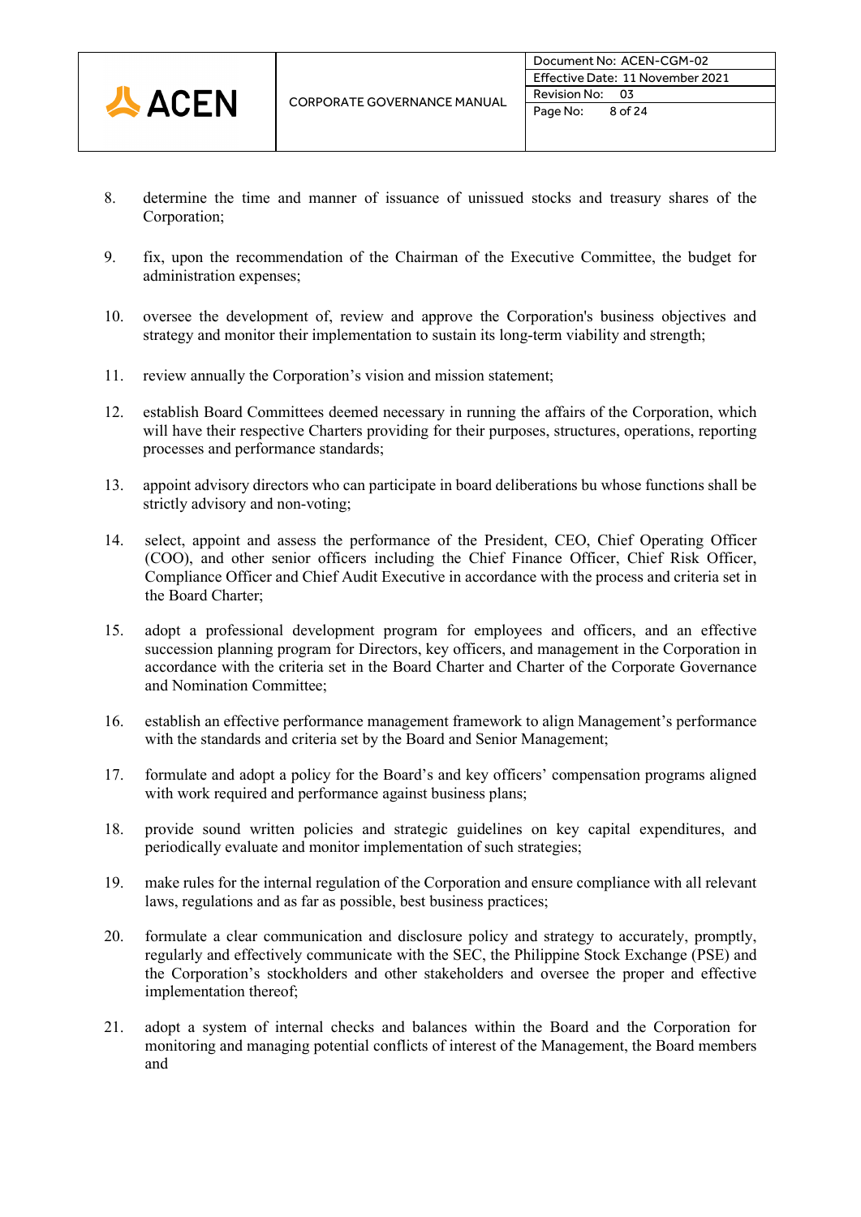8. determine the time and manner of issuance of unissued stocks and treasury shares of the Corporation;

9. fix, upon the recommendation of the Chairman of the Executive Committee, the budget for administration expenses;

10. oversee the development of, review and approve the Corporation's business objectives and strategy and monitor their implementation to sustain its long-term viability and strength;

11. review annually the Corporation's vision and mission statement;

12. establish Board Committees deemed necessary in running the affairs of the Corporation, which will have their respective Charters providing for their purposes, structures, operations, reporting processes and performance standards;

13. appoint advisory directors who can participate in board deliberations bu whose functions shall be strictly advisory and non-voting;

14. select, appoint and assess the performance of the President, CEO, Chief Operating Officer (COO), and other senior officers including the Chief Finance Officer, Chief Risk Officer, Compliance Officer and Chief Audit Executive in accordance with the process and criteria set in the Board Charter;

15. adopt a professional development program for employees and officers, and an effective succession planning program for Directors, key officers, and management in the Corporation in accordance with the criteria set in the Board Charter and Charter of the Corporate Governance and Nomination Committee;

16. establish an effective performance management framework to align Management's performance with the standards and criteria set by the Board and Senior Management;

17. formulate and adopt a policy for the Board's and key officers' compensation programs aligned with work required and performance against business plans;

18. provide sound written policies and strategic guidelines on key capital expenditures, and periodically evaluate and monitor implementation of such strategies;

19. make rules for the internal regulation of the Corporation and ensure compliance with all relevant laws, regulations and as far as possible, best business practices;

20. formulate a clear communication and disclosure policy and strategy to accurately, promptly, regularly and effectively communicate with the SEC, the Philippine Stock Exchange (PSE) and the Corporation's stockholders and other stakeholders and oversee the proper and effective implementation thereof;

21. adopt a system of internal checks and balances within the Board and the Corporation for monitoring and managing potential conflicts of interest of the Management, the Board members and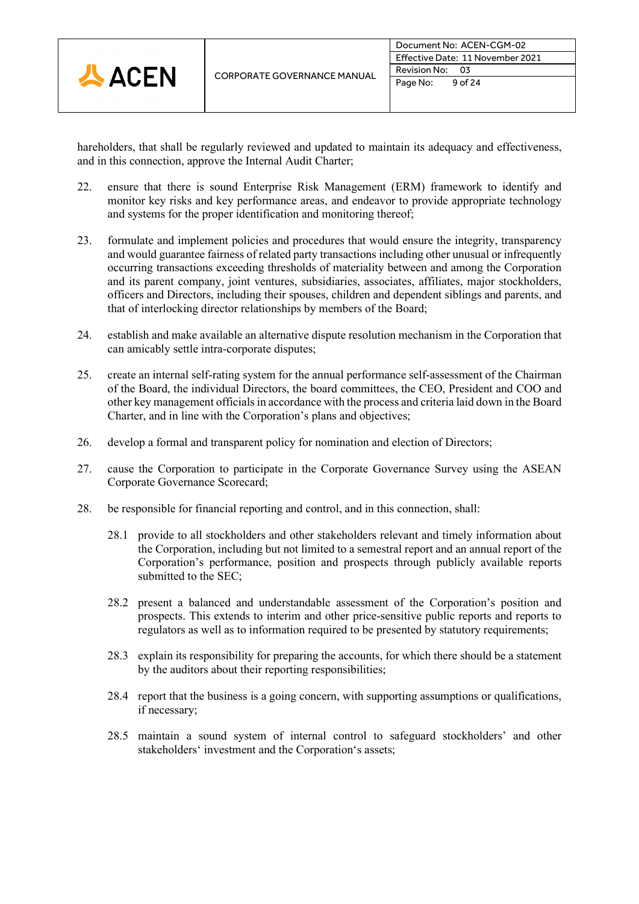hareholders, that shall be regularly reviewed and updated to maintain its adequacy and effectiveness, and in this connection, approve the Internal Audit Charter;

22. ensure that there is sound Enterprise Risk Management (ERM) framework to identify and monitor key risks and key performance areas, and endeavor to provide appropriate technology and systems for the proper identification and monitoring thereof;

23. formulate and implement policies and procedures that would ensure the integrity, transparency and would guarantee fairness of related party transactions including other unusual or infrequently occurring transactions exceeding thresholds of materiality between and among the Corporation and its parent company, joint ventures, subsidiaries, associates, affiliates, major stockholders, officers and Directors, including their spouses, children and dependent siblings and parents, and that of interlocking director relationships by members of the Board;

24. establish and make available an alternative dispute resolution mechanism in the Corporation that can amicably settle intra-corporate disputes;

25. create an internal self-rating system for the annual performance self-assessment of the Chairman of the Board, the individual Directors, the board committees, the CEO, President and COO and other key management officials in accordance with the process and criteria laid down in the Board Charter, and in line with the Corporation's plans and objectives;

26. develop a formal and transparent policy for nomination and election of Directors;

27. cause the Corporation to participate in the Corporate Governance Survey using the ASEAN Corporate Governance Scorecard;

28. be responsible for financial reporting and control, and in this connection, shall:

    28.1 provide to all stockholders and other stakeholders relevant and timely information about the Corporation, including but not limited to a semestral report and an annual report of the Corporation's performance, position and prospects through publicly available reports submitted to the SEC;

    28.2 present a balanced and understandable assessment of the Corporation's position and prospects. This extends to interim and other price-sensitive public reports and reports to regulators as well as to information required to be presented by statutory requirements;

    28.3 explain its responsibility for preparing the accounts, for which there should be a statement by the auditors about their reporting responsibilities;

    28.4 report that the business is a going concern, with supporting assumptions or qualifications, if necessary;

    28.5 maintain a sound system of internal control to safeguard stockholders' and other stakeholders' investment and the Corporation's assets;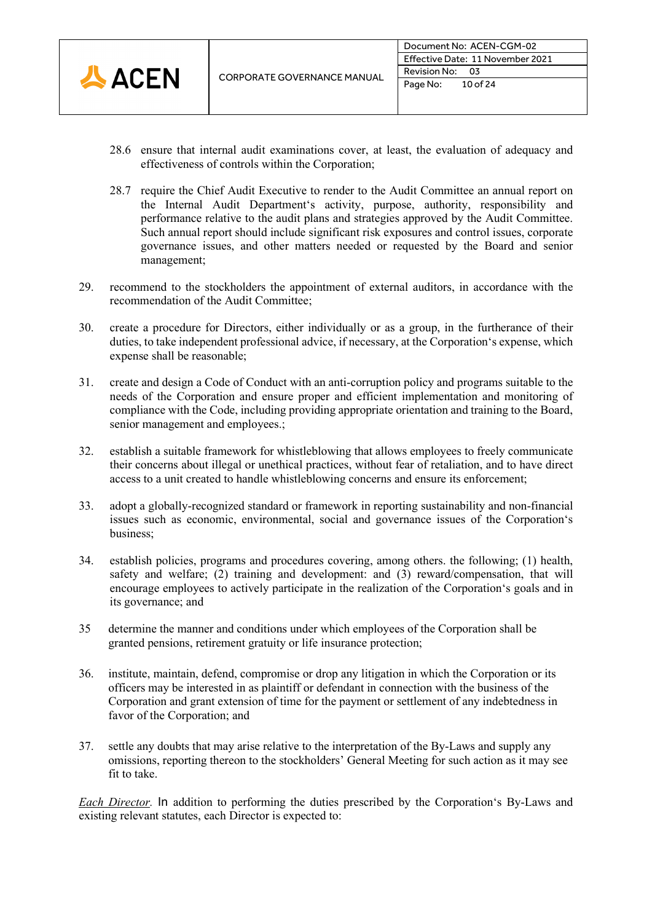28.6 ensure that internal audit examinations cover, at least, the evaluation of adequacy and effectiveness of controls within the Corporation;

28.7 require the Chief Audit Executive to render to the Audit Committee an annual report on the Internal Audit Department's activity, purpose, authority, responsibility and performance relative to the audit plans and strategies approved by the Audit Committee. Such annual report should include significant risk exposures and control issues, corporate governance issues, and other matters needed or requested by the Board and senior management;

29. recommend to the stockholders the appointment of external auditors, in accordance with the recommendation of the Audit Committee;

30. create a procedure for Directors, either individually or as a group, in the furtherance of their duties, to take independent professional advice, if necessary, at the Corporation's expense, which expense shall be reasonable;

31. create and design a Code of Conduct with an anti-corruption policy and programs suitable to the needs of the Corporation and ensure proper and efficient implementation and monitoring of compliance with the Code, including providing appropriate orientation and training to the Board, senior management and employees.;

32. establish a suitable framework for whistleblowing that allows employees to freely communicate their concerns about illegal or unethical practices, without fear of retaliation, and to have direct access to a unit created to handle whistleblowing concerns and ensure its enforcement;

33. adopt a globally-recognized standard or framework in reporting sustainability and non-financial issues such as economic, environmental, social and governance issues of the Corporation's business;

34. establish policies, programs and procedures covering, among others. the following; (1) health, safety and welfare; (2) training and development: and (3) reward/compensation, that will encourage employees to actively participate in the realization of the Corporation's goals and in its governance; and

35 determine the manner and conditions under which employees of the Corporation shall be granted pensions, retirement gratuity or life insurance protection;

36. institute, maintain, defend, compromise or drop any litigation in which the Corporation or its officers may be interested in as plaintiff or defendant in connection with the business of the Corporation and grant extension of time for the payment or settlement of any indebtedness in favor of the Corporation; and

37. settle any doubts that may arise relative to the interpretation of the By-Laws and supply any omissions, reporting thereon to the stockholders' General Meeting for such action as it may see fit to take.

*Each Director.* In addition to performing the duties prescribed by the Corporation's By-Laws and existing relevant statutes, each Director is expected to: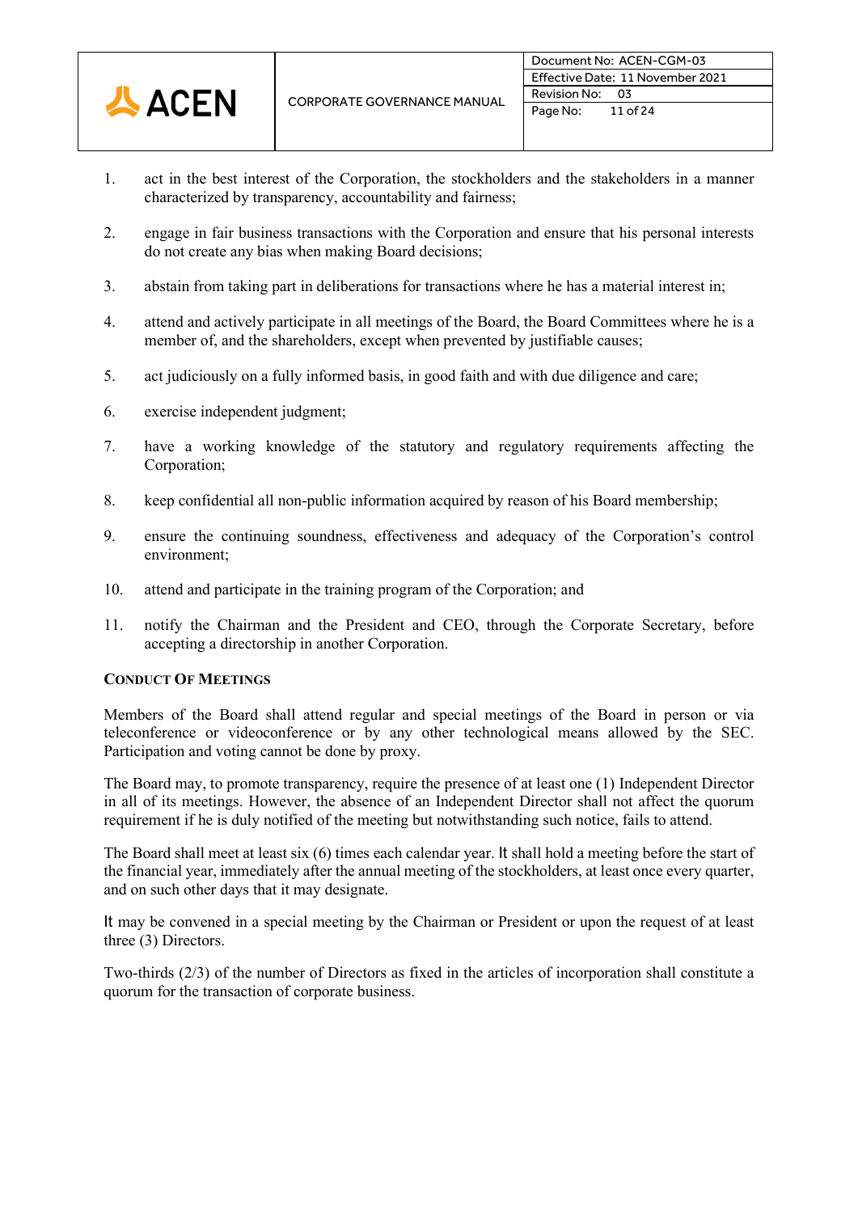1. act in the best interest of the Corporation, the stockholders and the stakeholders in a manner characterized by transparency, accountability and fairness;

2. engage in fair business transactions with the Corporation and ensure that his personal interests do not create any bias when making Board decisions;

3. abstain from taking part in deliberations for transactions where he has a material interest in;

4. attend and actively participate in all meetings of the Board, the Board Committees where he is a member of, and the shareholders, except when prevented by justifiable causes;

5. act judiciously on a fully informed basis, in good faith and with due diligence and care;

6. exercise independent judgment;

7. have a working knowledge of the statutory and regulatory requirements affecting the Corporation;

8. keep confidential all non-public information acquired by reason of his Board membership;

9. ensure the continuing soundness, effectiveness and adequacy of the Corporation's control environment;

10. attend and participate in the training program of the Corporation; and

11. notify the Chairman and the President and CEO, through the Corporate Secretary, before accepting a directorship in another Corporation.

**CONDUCT OF MEETINGS**

Members of the Board shall attend regular and special meetings of the Board in person or via teleconference or videoconference or by any other technological means allowed by the SEC. Participation and voting cannot be done by proxy.

The Board may, to promote transparency, require the presence of at least one (1) Independent Director in all of its meetings. However, the absence of an Independent Director shall not affect the quorum requirement if he is duly notified of the meeting but notwithstanding such notice, fails to attend.

The Board shall meet at least six (6) times each calendar year. It shall hold a meeting before the start of the financial year, immediately after the annual meeting of the stockholders, at least once every quarter, and on such other days that it may designate.

It may be convened in a special meeting by the Chairman or President or upon the request of at least three (3) Directors.

Two-thirds (2/3) of the number of Directors as fixed in the articles of incorporation shall constitute a quorum for the transaction of corporate business.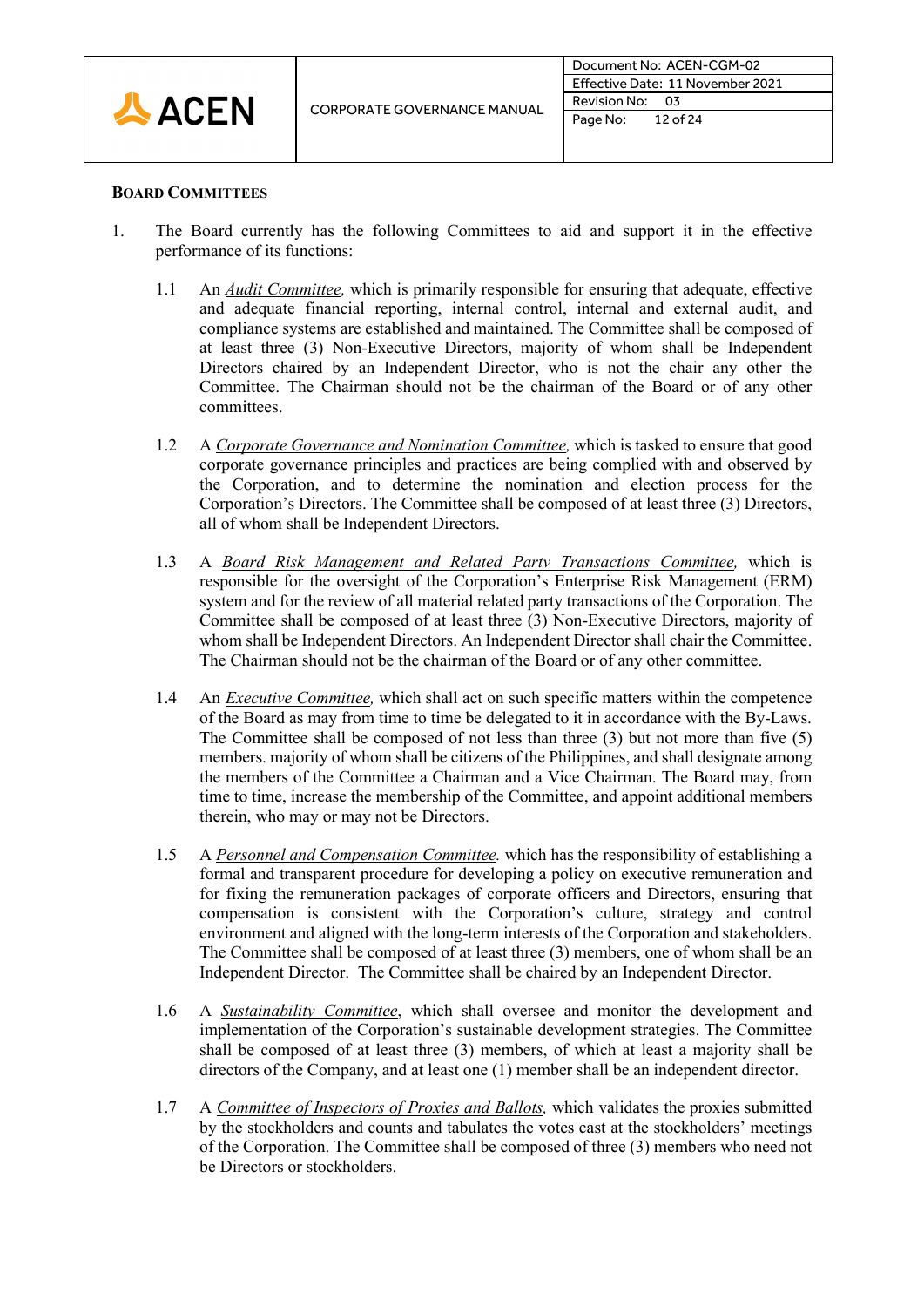## BOARD COMMITTEES

1. The Board currently has the following Committees to aid and support it in the effective performance of its functions:

   1.1 An *Audit Committee,* which is primarily responsible for ensuring that adequate, effective and adequate financial reporting, internal control, internal and external audit, and compliance systems are established and maintained. The Committee shall be composed of at least three (3) Non-Executive Directors, majority of whom shall be Independent Directors chaired by an Independent Director, who is not the chair any other the Committee. The Chairman should not be the chairman of the Board or of any other committees.

   1.2 A *Corporate Governance and Nomination Committee,* which is tasked to ensure that good corporate governance principles and practices are being complied with and observed by the Corporation, and to determine the nomination and election process for the Corporation's Directors. The Committee shall be composed of at least three (3) Directors, all of whom shall be Independent Directors.

   1.3 A *Board Risk Management and Related Party Transactions Committee,* which is responsible for the oversight of the Corporation's Enterprise Risk Management (ERM) system and for the review of all material related party transactions of the Corporation. The Committee shall be composed of at least three (3) Non-Executive Directors, majority of whom shall be Independent Directors. An Independent Director shall chair the Committee. The Chairman should not be the chairman of the Board or of any other committee.

   1.4 An *Executive Committee,* which shall act on such specific matters within the competence of the Board as may from time to time be delegated to it in accordance with the By-Laws. The Committee shall be composed of not less than three (3) but not more than five (5) members. majority of whom shall be citizens of the Philippines, and shall designate among the members of the Committee a Chairman and a Vice Chairman. The Board may, from time to time, increase the membership of the Committee, and appoint additional members therein, who may or may not be Directors.

   1.5 A *Personnel and Compensation Committee.* which has the responsibility of establishing a formal and transparent procedure for developing a policy on executive remuneration and for fixing the remuneration packages of corporate officers and Directors, ensuring that compensation is consistent with the Corporation's culture, strategy and control environment and aligned with the long-term interests of the Corporation and stakeholders. The Committee shall be composed of at least three (3) members, one of whom shall be an Independent Director. The Committee shall be chaired by an Independent Director.

   1.6 A *Sustainability Committee*, which shall oversee and monitor the development and implementation of the Corporation's sustainable development strategies. The Committee shall be composed of at least three (3) members, of which at least a majority shall be directors of the Company, and at least one (1) member shall be an independent director.

   1.7 A *Committee of Inspectors of Proxies and Ballots,* which validates the proxies submitted by the stockholders and counts and tabulates the votes cast at the stockholders' meetings of the Corporation. The Committee shall be composed of three (3) members who need not be Directors or stockholders.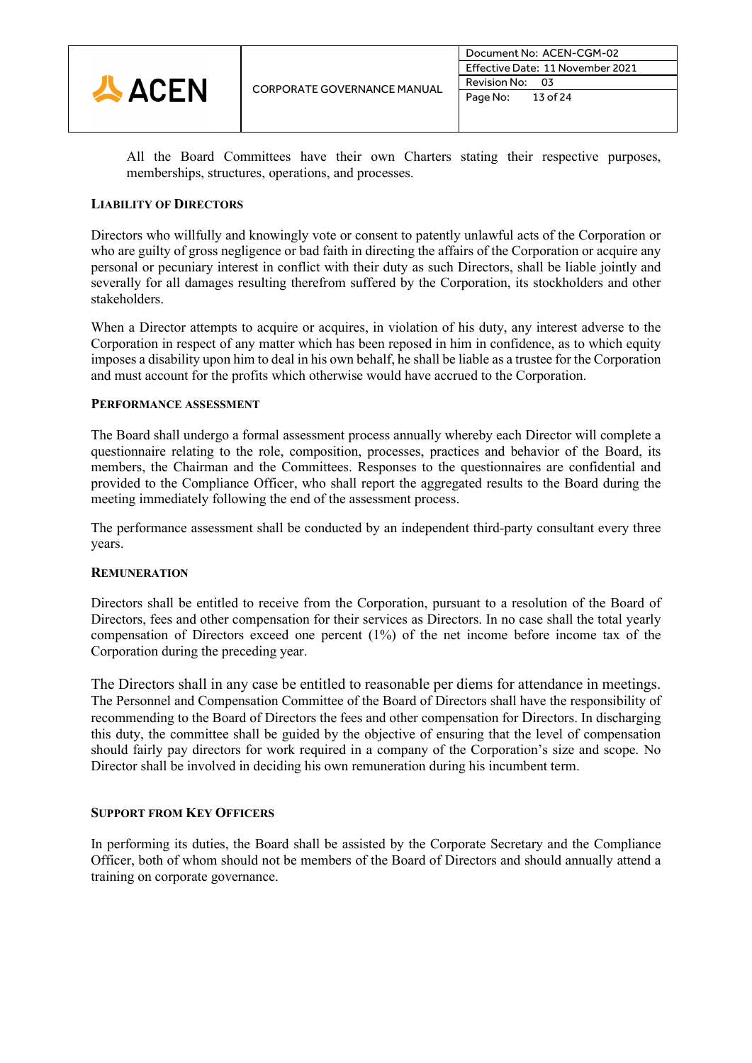All the Board Committees have their own Charters stating their respective purposes, memberships, structures, operations, and processes.

### LIABILITY OF DIRECTORS

Directors who willfully and knowingly vote or consent to patently unlawful acts of the Corporation or who are guilty of gross negligence or bad faith in directing the affairs of the Corporation or acquire any personal or pecuniary interest in conflict with their duty as such Directors, shall be liable jointly and severally for all damages resulting therefrom suffered by the Corporation, its stockholders and other stakeholders.

When a Director attempts to acquire or acquires, in violation of his duty, any interest adverse to the Corporation in respect of any matter which has been reposed in him in confidence, as to which equity imposes a disability upon him to deal in his own behalf, he shall be liable as a trustee for the Corporation and must account for the profits which otherwise would have accrued to the Corporation.

### PERFORMANCE ASSESSMENT

The Board shall undergo a formal assessment process annually whereby each Director will complete a questionnaire relating to the role, composition, processes, practices and behavior of the Board, its members, the Chairman and the Committees. Responses to the questionnaires are confidential and provided to the Compliance Officer, who shall report the aggregated results to the Board during the meeting immediately following the end of the assessment process.

The performance assessment shall be conducted by an independent third-party consultant every three years.

### REMUNERATION

Directors shall be entitled to receive from the Corporation, pursuant to a resolution of the Board of Directors, fees and other compensation for their services as Directors. In no case shall the total yearly compensation of Directors exceed one percent (1%) of the net income before income tax of the Corporation during the preceding year.

The Directors shall in any case be entitled to reasonable per diems for attendance in meetings. The Personnel and Compensation Committee of the Board of Directors shall have the responsibility of recommending to the Board of Directors the fees and other compensation for Directors. In discharging this duty, the committee shall be guided by the objective of ensuring that the level of compensation should fairly pay directors for work required in a company of the Corporation's size and scope. No Director shall be involved in deciding his own remuneration during his incumbent term.

### SUPPORT FROM KEY OFFICERS

In performing its duties, the Board shall be assisted by the Corporate Secretary and the Compliance Officer, both of whom should not be members of the Board of Directors and should annually attend a training on corporate governance.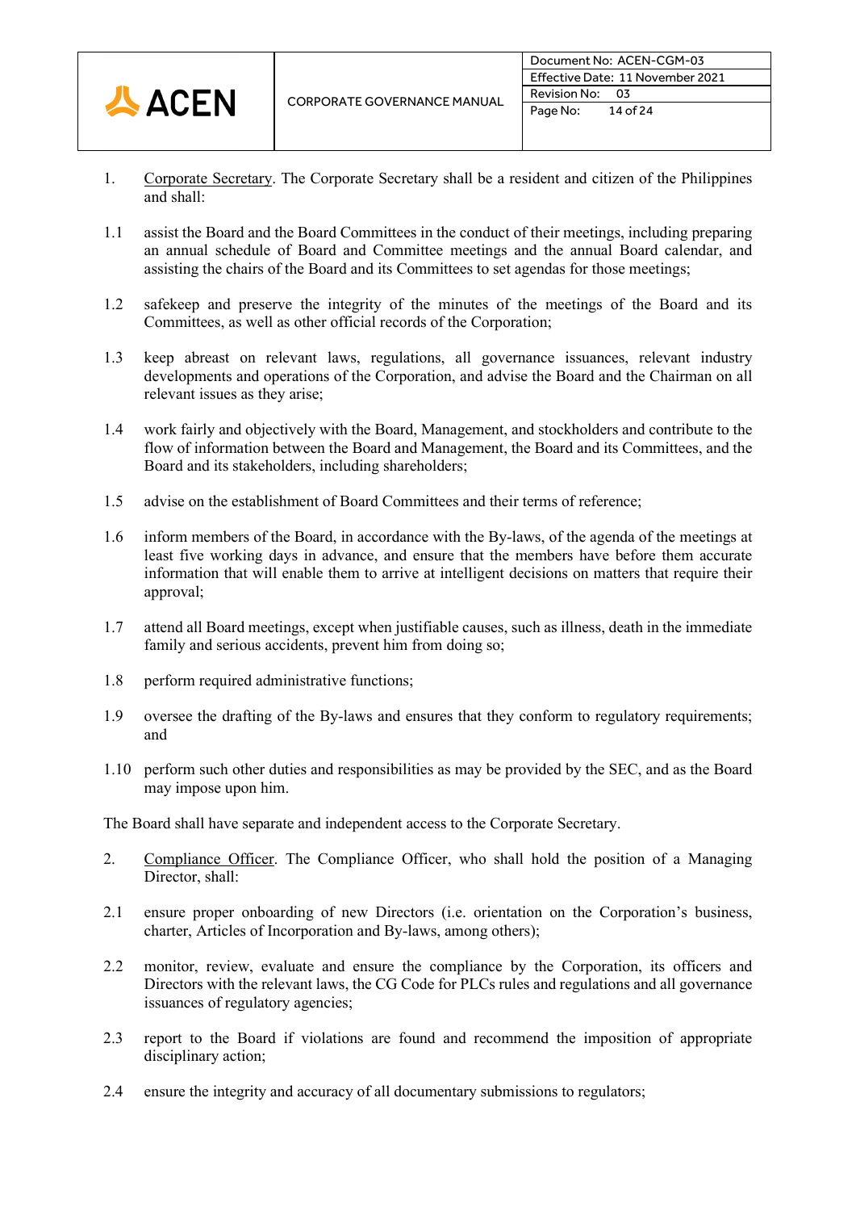1. Corporate Secretary. The Corporate Secretary shall be a resident and citizen of the Philippines and shall:

1.1 assist the Board and the Board Committees in the conduct of their meetings, including preparing an annual schedule of Board and Committee meetings and the annual Board calendar, and assisting the chairs of the Board and its Committees to set agendas for those meetings;

1.2 safekeep and preserve the integrity of the minutes of the meetings of the Board and its Committees, as well as other official records of the Corporation;

1.3 keep abreast on relevant laws, regulations, all governance issuances, relevant industry developments and operations of the Corporation, and advise the Board and the Chairman on all relevant issues as they arise;

1.4 work fairly and objectively with the Board, Management, and stockholders and contribute to the flow of information between the Board and Management, the Board and its Committees, and the Board and its stakeholders, including shareholders;

1.5 advise on the establishment of Board Committees and their terms of reference;

1.6 inform members of the Board, in accordance with the By-laws, of the agenda of the meetings at least five working days in advance, and ensure that the members have before them accurate information that will enable them to arrive at intelligent decisions on matters that require their approval;

1.7 attend all Board meetings, except when justifiable causes, such as illness, death in the immediate family and serious accidents, prevent him from doing so;

1.8 perform required administrative functions;

1.9 oversee the drafting of the By-laws and ensures that they conform to regulatory requirements; and

1.10 perform such other duties and responsibilities as may be provided by the SEC, and as the Board may impose upon him.

The Board shall have separate and independent access to the Corporate Secretary.

2. Compliance Officer. The Compliance Officer, who shall hold the position of a Managing Director, shall:

2.1 ensure proper onboarding of new Directors (i.e. orientation on the Corporation's business, charter, Articles of Incorporation and By-laws, among others);

2.2 monitor, review, evaluate and ensure the compliance by the Corporation, its officers and Directors with the relevant laws, the CG Code for PLCs rules and regulations and all governance issuances of regulatory agencies;

2.3 report to the Board if violations are found and recommend the imposition of appropriate disciplinary action;

2.4 ensure the integrity and accuracy of all documentary submissions to regulators;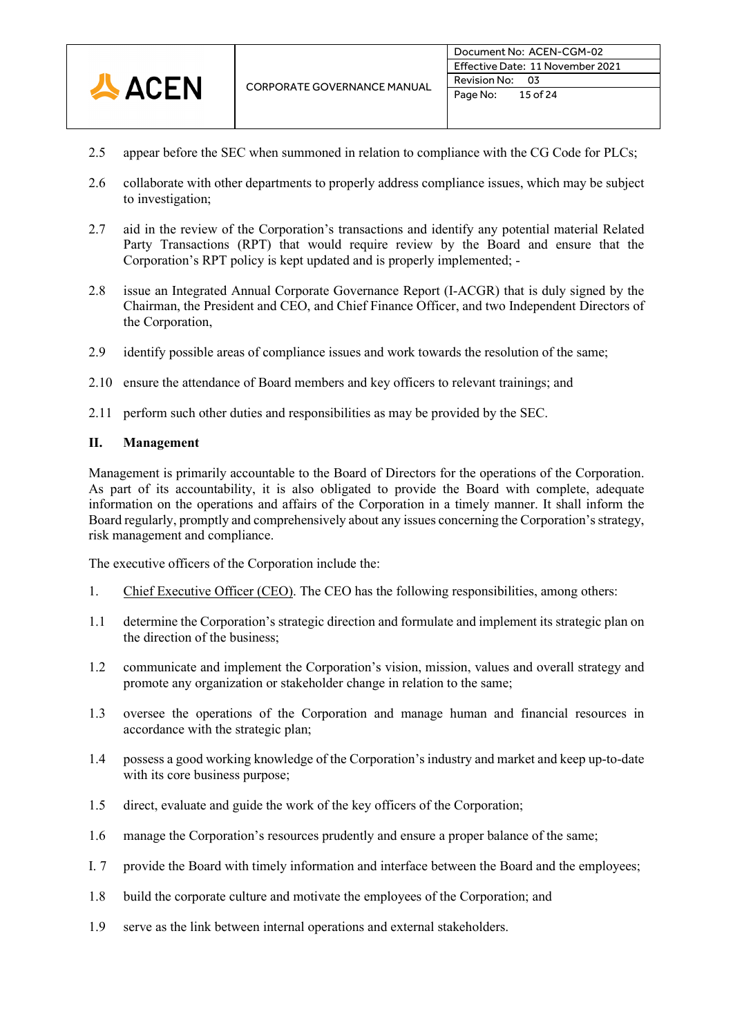2.5 appear before the SEC when summoned in relation to compliance with the CG Code for PLCs;

2.6 collaborate with other departments to properly address compliance issues, which may be subject to investigation;

2.7 aid in the review of the Corporation's transactions and identify any potential material Related Party Transactions (RPT) that would require review by the Board and ensure that the Corporation's RPT policy is kept updated and is properly implemented; -

2.8 issue an Integrated Annual Corporate Governance Report (I-ACGR) that is duly signed by the Chairman, the President and CEO, and Chief Finance Officer, and two Independent Directors of the Corporation,

2.9 identify possible areas of compliance issues and work towards the resolution of the same;

2.10 ensure the attendance of Board members and key officers to relevant trainings; and

2.11 perform such other duties and responsibilities as may be provided by the SEC.

**II. Management**

Management is primarily accountable to the Board of Directors for the operations of the Corporation. As part of its accountability, it is also obligated to provide the Board with complete, adequate information on the operations and affairs of the Corporation in a timely manner. It shall inform the Board regularly, promptly and comprehensively about any issues concerning the Corporation's strategy, risk management and compliance.

The executive officers of the Corporation include the:

1. Chief Executive Officer (CEO). The CEO has the following responsibilities, among others:

1.1 determine the Corporation's strategic direction and formulate and implement its strategic plan on the direction of the business;

1.2 communicate and implement the Corporation's vision, mission, values and overall strategy and promote any organization or stakeholder change in relation to the same;

1.3 oversee the operations of the Corporation and manage human and financial resources in accordance with the strategic plan;

1.4 possess a good working knowledge of the Corporation's industry and market and keep up-to-date with its core business purpose;

1.5 direct, evaluate and guide the work of the key officers of the Corporation;

1.6 manage the Corporation's resources prudently and ensure a proper balance of the same;

I. 7 provide the Board with timely information and interface between the Board and the employees;

1.8 build the corporate culture and motivate the employees of the Corporation; and

1.9 serve as the link between internal operations and external stakeholders.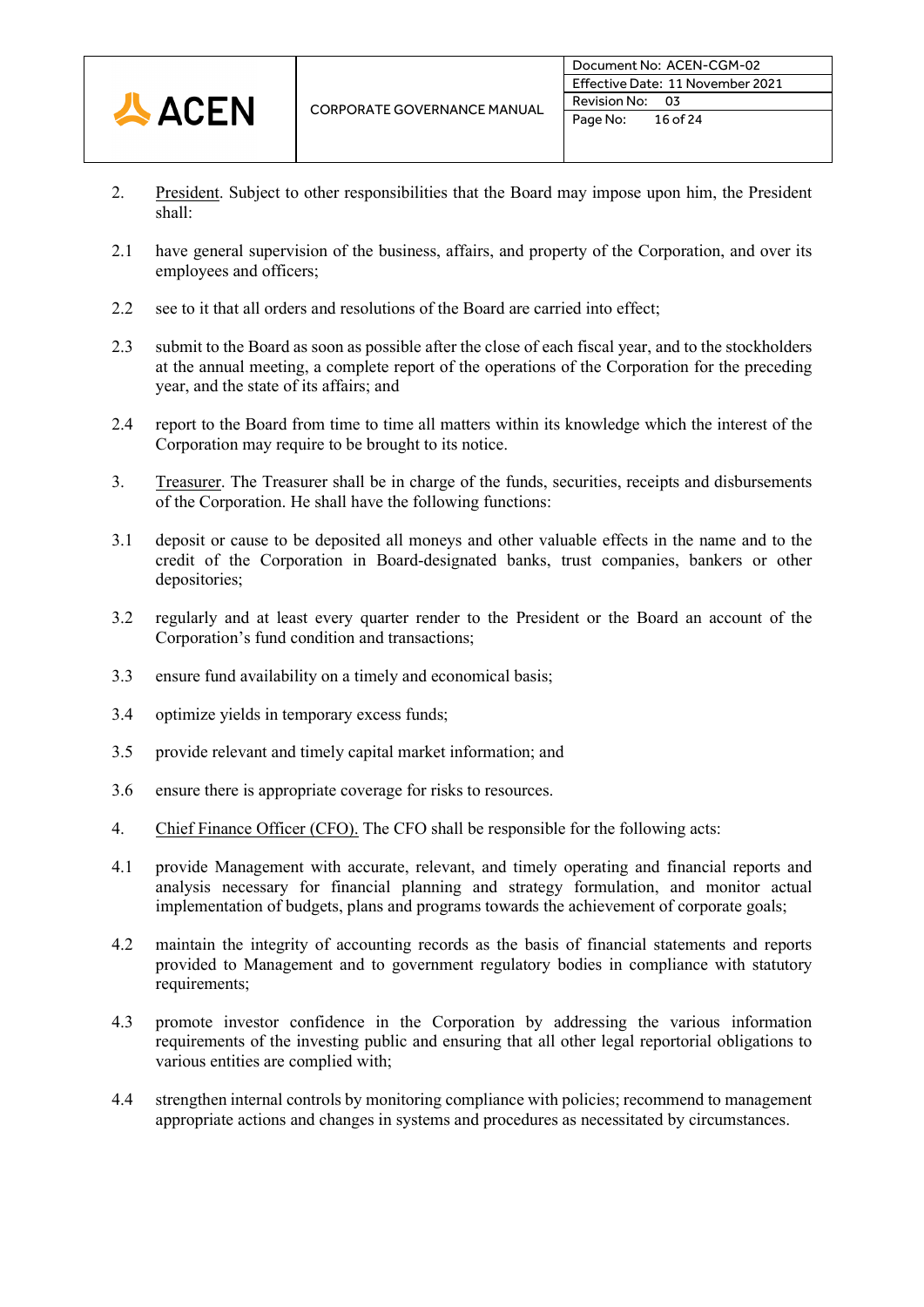2. <u>President</u>. Subject to other responsibilities that the Board may impose upon him, the President shall:

2.1 have general supervision of the business, affairs, and property of the Corporation, and over its employees and officers;

2.2 see to it that all orders and resolutions of the Board are carried into effect;

2.3 submit to the Board as soon as possible after the close of each fiscal year, and to the stockholders at the annual meeting, a complete report of the operations of the Corporation for the preceding year, and the state of its affairs; and

2.4 report to the Board from time to time all matters within its knowledge which the interest of the Corporation may require to be brought to its notice.

3. <u>Treasurer</u>. The Treasurer shall be in charge of the funds, securities, receipts and disbursements of the Corporation. He shall have the following functions:

3.1 deposit or cause to be deposited all moneys and other valuable effects in the name and to the credit of the Corporation in Board-designated banks, trust companies, bankers or other depositories;

3.2 regularly and at least every quarter render to the President or the Board an account of the Corporation's fund condition and transactions;

3.3 ensure fund availability on a timely and economical basis;

3.4 optimize yields in temporary excess funds;

3.5 provide relevant and timely capital market information; and

3.6 ensure there is appropriate coverage for risks to resources.

4. <u>Chief Finance Officer (CFO).</u> The CFO shall be responsible for the following acts:

4.1 provide Management with accurate, relevant, and timely operating and financial reports and analysis necessary for financial planning and strategy formulation, and monitor actual implementation of budgets, plans and programs towards the achievement of corporate goals;

4.2 maintain the integrity of accounting records as the basis of financial statements and reports provided to Management and to government regulatory bodies in compliance with statutory requirements;

4.3 promote investor confidence in the Corporation by addressing the various information requirements of the investing public and ensuring that all other legal reportorial obligations to various entities are complied with;

4.4 strengthen internal controls by monitoring compliance with policies; recommend to management appropriate actions and changes in systems and procedures as necessitated by circumstances.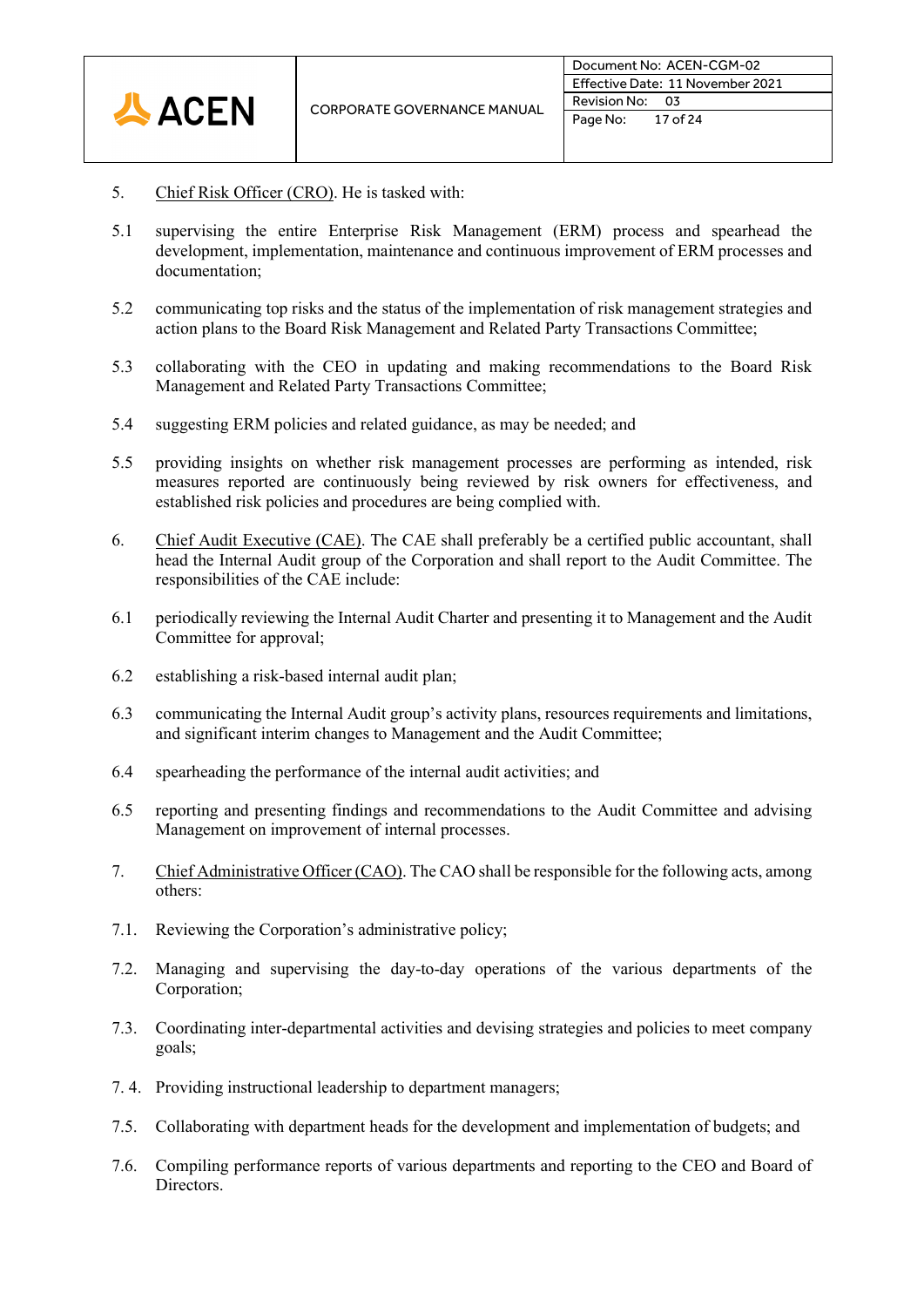5. <u>Chief Risk Officer (CRO)</u>. He is tasked with:

5.1 supervising the entire Enterprise Risk Management (ERM) process and spearhead the development, implementation, maintenance and continuous improvement of ERM processes and documentation;

5.2 communicating top risks and the status of the implementation of risk management strategies and action plans to the Board Risk Management and Related Party Transactions Committee;

5.3 collaborating with the CEO in updating and making recommendations to the Board Risk Management and Related Party Transactions Committee;

5.4 suggesting ERM policies and related guidance, as may be needed; and

5.5 providing insights on whether risk management processes are performing as intended, risk measures reported are continuously being reviewed by risk owners for effectiveness, and established risk policies and procedures are being complied with.

6. <u>Chief Audit Executive (CAE)</u>. The CAE shall preferably be a certified public accountant, shall head the Internal Audit group of the Corporation and shall report to the Audit Committee. The responsibilities of the CAE include:

6.1 periodically reviewing the Internal Audit Charter and presenting it to Management and the Audit Committee for approval;

6.2 establishing a risk-based internal audit plan;

6.3 communicating the Internal Audit group's activity plans, resources requirements and limitations, and significant interim changes to Management and the Audit Committee;

6.4 spearheading the performance of the internal audit activities; and

6.5 reporting and presenting findings and recommendations to the Audit Committee and advising Management on improvement of internal processes.

7. <u>Chief Administrative Officer (CAO)</u>. The CAO shall be responsible for the following acts, among others:

7.1. Reviewing the Corporation's administrative policy;

7.2. Managing and supervising the day-to-day operations of the various departments of the Corporation;

7.3. Coordinating inter-departmental activities and devising strategies and policies to meet company goals;

7. 4. Providing instructional leadership to department managers;

7.5. Collaborating with department heads for the development and implementation of budgets; and

7.6. Compiling performance reports of various departments and reporting to the CEO and Board of Directors.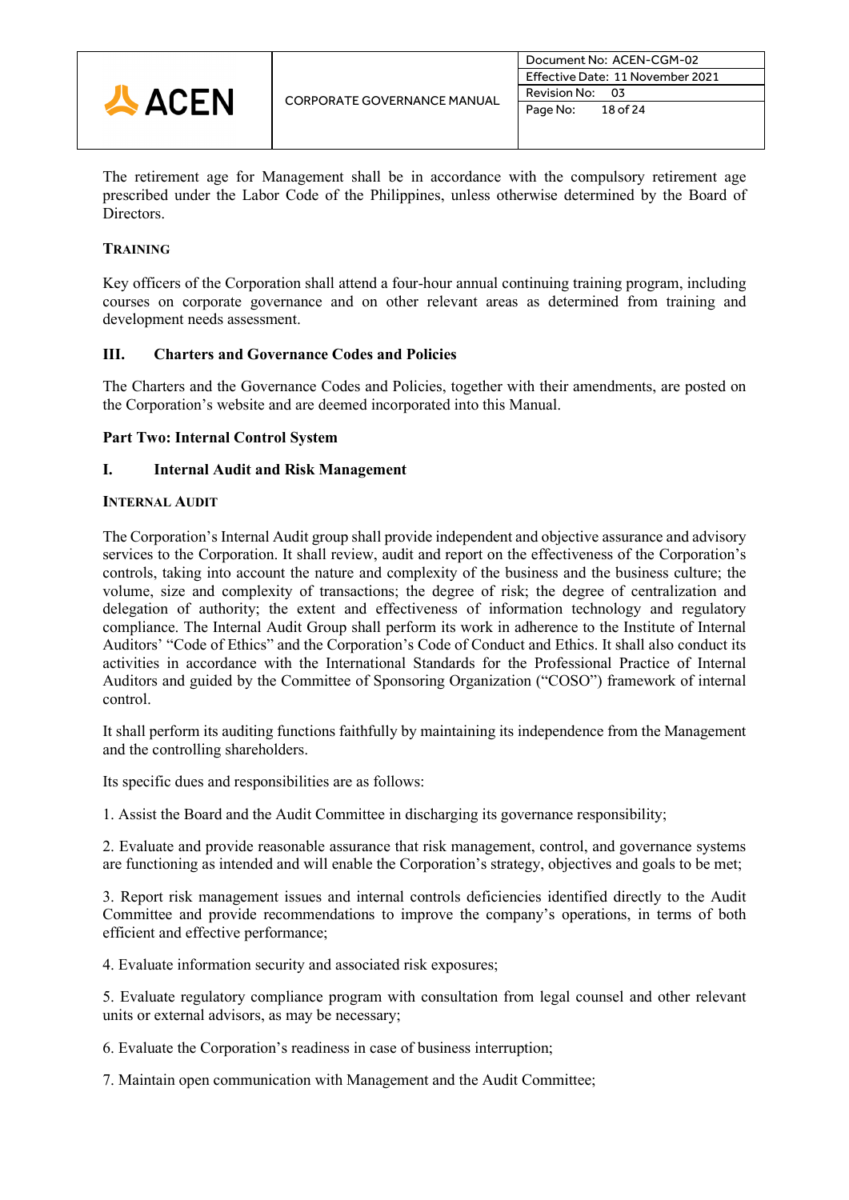The retirement age for Management shall be in accordance with the compulsory retirement age prescribed under the Labor Code of the Philippines, unless otherwise determined by the Board of Directors.

**TRAINING**

Key officers of the Corporation shall attend a four-hour annual continuing training program, including courses on corporate governance and on other relevant areas as determined from training and development needs assessment.

## III. Charters and Governance Codes and Policies

The Charters and the Governance Codes and Policies, together with their amendments, are posted on the Corporation's website and are deemed incorporated into this Manual.

# Part Two: Internal Control System

## I. Internal Audit and Risk Management

**INTERNAL AUDIT**

The Corporation's Internal Audit group shall provide independent and objective assurance and advisory services to the Corporation. It shall review, audit and report on the effectiveness of the Corporation's controls, taking into account the nature and complexity of the business and the business culture; the volume, size and complexity of transactions; the degree of risk; the degree of centralization and delegation of authority; the extent and effectiveness of information technology and regulatory compliance. The Internal Audit Group shall perform its work in adherence to the Institute of Internal Auditors' "Code of Ethics" and the Corporation's Code of Conduct and Ethics. It shall also conduct its activities in accordance with the International Standards for the Professional Practice of Internal Auditors and guided by the Committee of Sponsoring Organization ("COSO") framework of internal control.

It shall perform its auditing functions faithfully by maintaining its independence from the Management and the controlling shareholders.

Its specific dues and responsibilities are as follows:

1. Assist the Board and the Audit Committee in discharging its governance responsibility;

2. Evaluate and provide reasonable assurance that risk management, control, and governance systems are functioning as intended and will enable the Corporation's strategy, objectives and goals to be met;

3. Report risk management issues and internal controls deficiencies identified directly to the Audit Committee and provide recommendations to improve the company's operations, in terms of both efficient and effective performance;

4. Evaluate information security and associated risk exposures;

5. Evaluate regulatory compliance program with consultation from legal counsel and other relevant units or external advisors, as may be necessary;

6. Evaluate the Corporation's readiness in case of business interruption;

7. Maintain open communication with Management and the Audit Committee;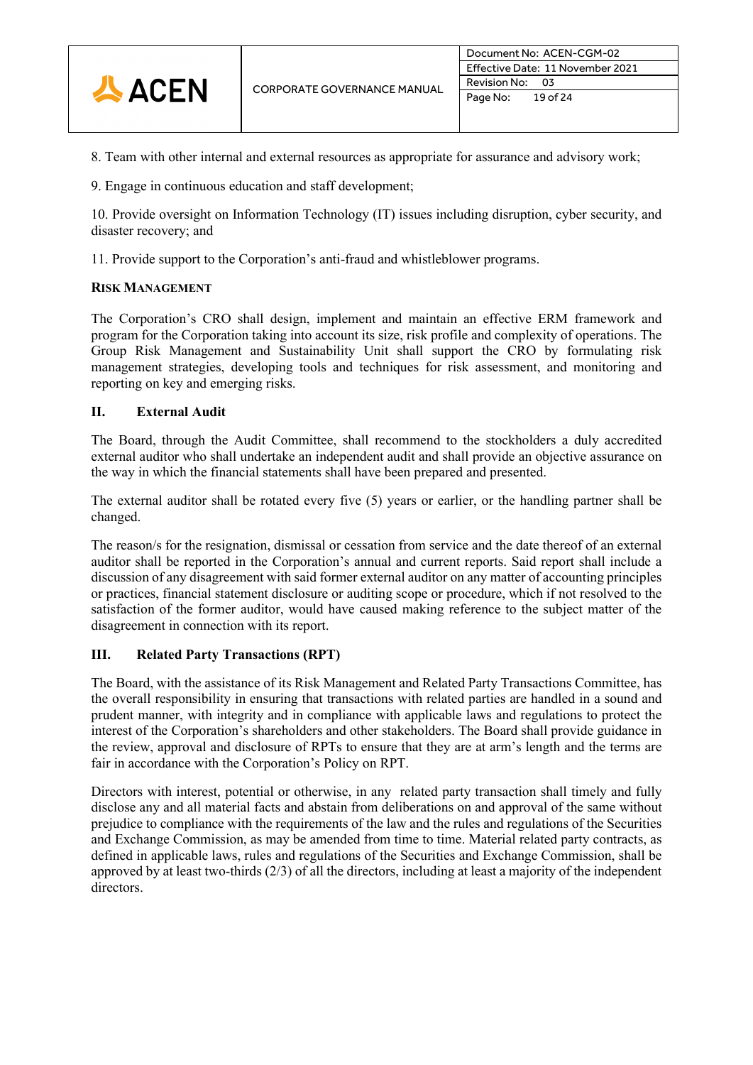8. Team with other internal and external resources as appropriate for assurance and advisory work;

9. Engage in continuous education and staff development;

10. Provide oversight on Information Technology (IT) issues including disruption, cyber security, and disaster recovery; and

11. Provide support to the Corporation's anti-fraud and whistleblower programs.

**RISK MANAGEMENT**

The Corporation's CRO shall design, implement and maintain an effective ERM framework and program for the Corporation taking into account its size, risk profile and complexity of operations. The Group Risk Management and Sustainability Unit shall support the CRO by formulating risk management strategies, developing tools and techniques for risk assessment, and monitoring and reporting on key and emerging risks.

## II. External Audit

The Board, through the Audit Committee, shall recommend to the stockholders a duly accredited external auditor who shall undertake an independent audit and shall provide an objective assurance on the way in which the financial statements shall have been prepared and presented.

The external auditor shall be rotated every five (5) years or earlier, or the handling partner shall be changed.

The reason/s for the resignation, dismissal or cessation from service and the date thereof of an external auditor shall be reported in the Corporation's annual and current reports. Said report shall include a discussion of any disagreement with said former external auditor on any matter of accounting principles or practices, financial statement disclosure or auditing scope or procedure, which if not resolved to the satisfaction of the former auditor, would have caused making reference to the subject matter of the disagreement in connection with its report.

## III. Related Party Transactions (RPT)

The Board, with the assistance of its Risk Management and Related Party Transactions Committee, has the overall responsibility in ensuring that transactions with related parties are handled in a sound and prudent manner, with integrity and in compliance with applicable laws and regulations to protect the interest of the Corporation's shareholders and other stakeholders. The Board shall provide guidance in the review, approval and disclosure of RPTs to ensure that they are at arm's length and the terms are fair in accordance with the Corporation's Policy on RPT.

Directors with interest, potential or otherwise, in any related party transaction shall timely and fully disclose any and all material facts and abstain from deliberations on and approval of the same without prejudice to compliance with the requirements of the law and the rules and regulations of the Securities and Exchange Commission, as may be amended from time to time. Material related party contracts, as defined in applicable laws, rules and regulations of the Securities and Exchange Commission, shall be approved by at least two-thirds (2/3) of all the directors, including at least a majority of the independent directors.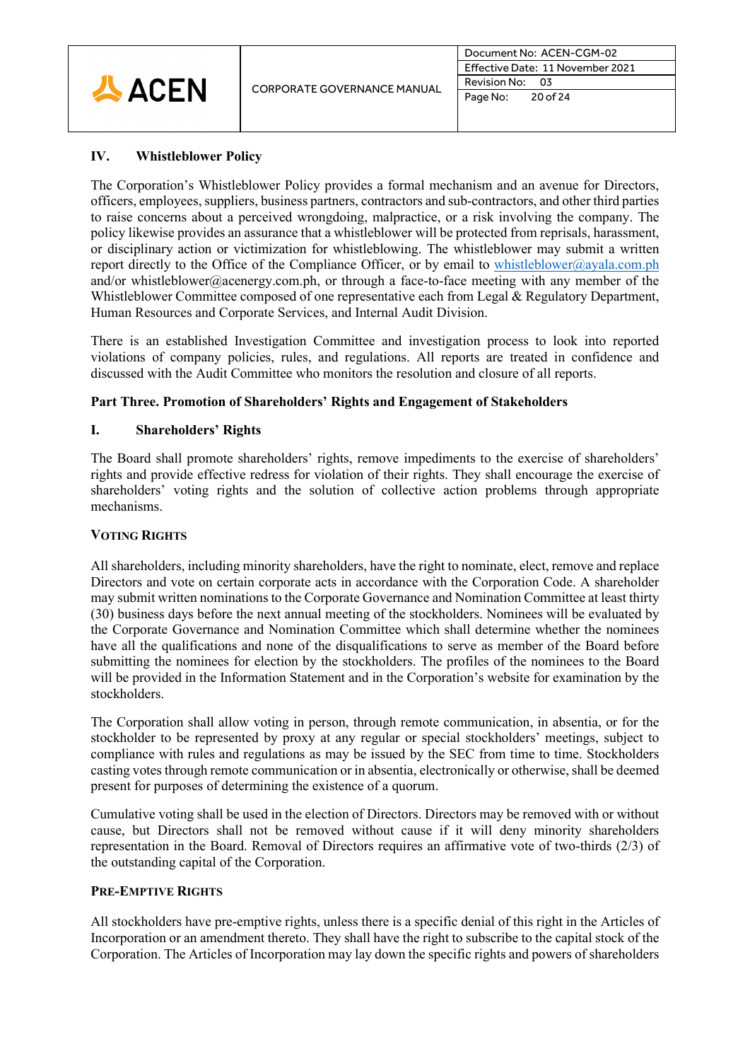## IV. Whistleblower Policy

The Corporation's Whistleblower Policy provides a formal mechanism and an avenue for Directors, officers, employees, suppliers, business partners, contractors and sub-contractors, and other third parties to raise concerns about a perceived wrongdoing, malpractice, or a risk involving the company. The policy likewise provides an assurance that a whistleblower will be protected from reprisals, harassment, or disciplinary action or victimization for whistleblowing. The whistleblower may submit a written report directly to the Office of the Compliance Officer, or by email to whistleblower@ayala.com.ph and/or whistleblower@acenergy.com.ph, or through a face-to-face meeting with any member of the Whistleblower Committee composed of one representative each from Legal & Regulatory Department, Human Resources and Corporate Services, and Internal Audit Division.

There is an established Investigation Committee and investigation process to look into reported violations of company policies, rules, and regulations. All reports are treated in confidence and discussed with the Audit Committee who monitors the resolution and closure of all reports.

## Part Three. Promotion of Shareholders' Rights and Engagement of Stakeholders

## I. Shareholders' Rights

The Board shall promote shareholders' rights, remove impediments to the exercise of shareholders' rights and provide effective redress for violation of their rights. They shall encourage the exercise of shareholders' voting rights and the solution of collective action problems through appropriate mechanisms.

### VOTING RIGHTS

All shareholders, including minority shareholders, have the right to nominate, elect, remove and replace Directors and vote on certain corporate acts in accordance with the Corporation Code. A shareholder may submit written nominations to the Corporate Governance and Nomination Committee at least thirty (30) business days before the next annual meeting of the stockholders. Nominees will be evaluated by the Corporate Governance and Nomination Committee which shall determine whether the nominees have all the qualifications and none of the disqualifications to serve as member of the Board before submitting the nominees for election by the stockholders. The profiles of the nominees to the Board will be provided in the Information Statement and in the Corporation's website for examination by the stockholders.

The Corporation shall allow voting in person, through remote communication, in absentia, or for the stockholder to be represented by proxy at any regular or special stockholders' meetings, subject to compliance with rules and regulations as may be issued by the SEC from time to time. Stockholders casting votes through remote communication or in absentia, electronically or otherwise, shall be deemed present for purposes of determining the existence of a quorum.

Cumulative voting shall be used in the election of Directors. Directors may be removed with or without cause, but Directors shall not be removed without cause if it will deny minority shareholders representation in the Board. Removal of Directors requires an affirmative vote of two-thirds (2/3) of the outstanding capital of the Corporation.

### PRE-EMPTIVE RIGHTS

All stockholders have pre-emptive rights, unless there is a specific denial of this right in the Articles of Incorporation or an amendment thereto. They shall have the right to subscribe to the capital stock of the Corporation. The Articles of Incorporation may lay down the specific rights and powers of shareholders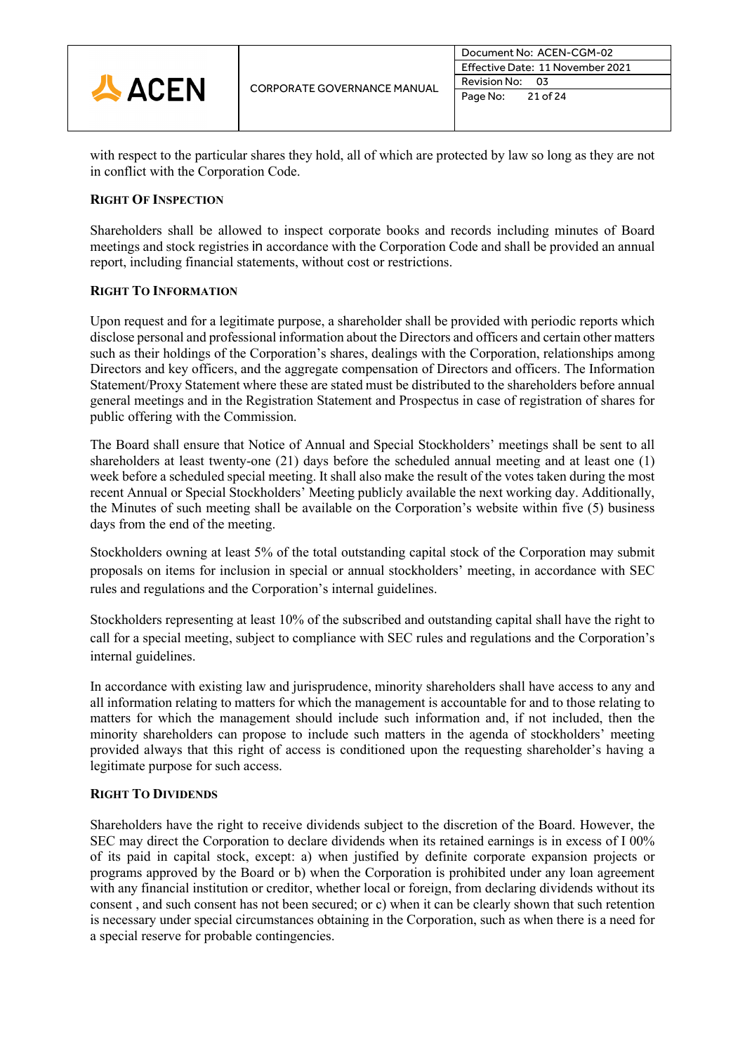with respect to the particular shares they hold, all of which are protected by law so long as they are not in conflict with the Corporation Code.

**RIGHT OF INSPECTION**

Shareholders shall be allowed to inspect corporate books and records including minutes of Board meetings and stock registries in accordance with the Corporation Code and shall be provided an annual report, including financial statements, without cost or restrictions.

**RIGHT TO INFORMATION**

Upon request and for a legitimate purpose, a shareholder shall be provided with periodic reports which disclose personal and professional information about the Directors and officers and certain other matters such as their holdings of the Corporation's shares, dealings with the Corporation, relationships among Directors and key officers, and the aggregate compensation of Directors and officers. The Information Statement/Proxy Statement where these are stated must be distributed to the shareholders before annual general meetings and in the Registration Statement and Prospectus in case of registration of shares for public offering with the Commission.

The Board shall ensure that Notice of Annual and Special Stockholders' meetings shall be sent to all shareholders at least twenty-one (21) days before the scheduled annual meeting and at least one (1) week before a scheduled special meeting. It shall also make the result of the votes taken during the most recent Annual or Special Stockholders' Meeting publicly available the next working day. Additionally, the Minutes of such meeting shall be available on the Corporation's website within five (5) business days from the end of the meeting.

Stockholders owning at least 5% of the total outstanding capital stock of the Corporation may submit proposals on items for inclusion in special or annual stockholders' meeting, in accordance with SEC rules and regulations and the Corporation's internal guidelines.

Stockholders representing at least 10% of the subscribed and outstanding capital shall have the right to call for a special meeting, subject to compliance with SEC rules and regulations and the Corporation's internal guidelines.

In accordance with existing law and jurisprudence, minority shareholders shall have access to any and all information relating to matters for which the management is accountable for and to those relating to matters for which the management should include such information and, if not included, then the minority shareholders can propose to include such matters in the agenda of stockholders' meeting provided always that this right of access is conditioned upon the requesting shareholder's having a legitimate purpose for such access.

**RIGHT TO DIVIDENDS**

Shareholders have the right to receive dividends subject to the discretion of the Board. However, the SEC may direct the Corporation to declare dividends when its retained earnings is in excess of I 00% of its paid in capital stock, except: a) when justified by definite corporate expansion projects or programs approved by the Board or b) when the Corporation is prohibited under any loan agreement with any financial institution or creditor, whether local or foreign, from declaring dividends without its consent , and such consent has not been secured; or c) when it can be clearly shown that such retention is necessary under special circumstances obtaining in the Corporation, such as when there is a need for a special reserve for probable contingencies.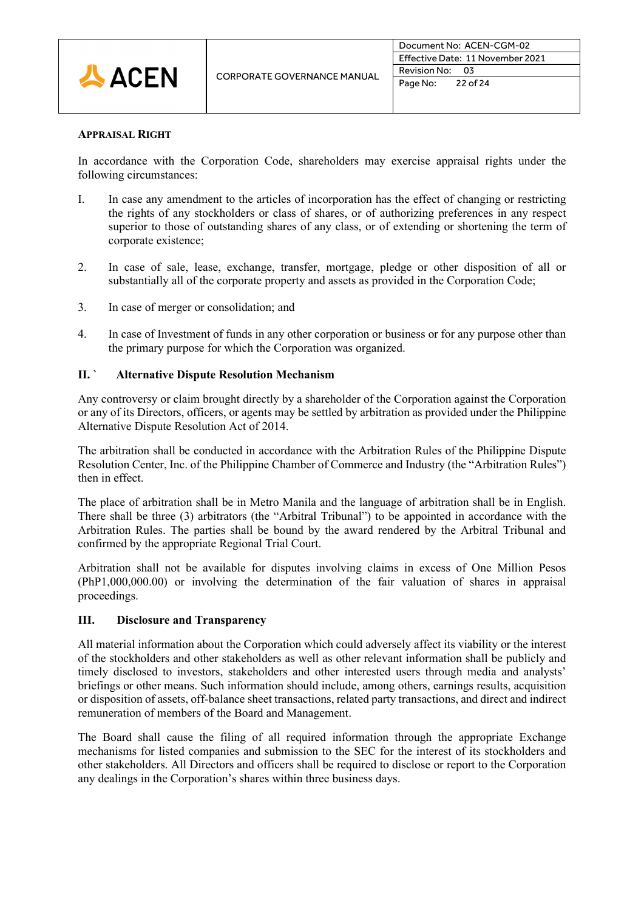**APPRAISAL RIGHT**

In accordance with the Corporation Code, shareholders may exercise appraisal rights under the following circumstances:

I. In case any amendment to the articles of incorporation has the effect of changing or restricting the rights of any stockholders or class of shares, or of authorizing preferences in any respect superior to those of outstanding shares of any class, or of extending or shortening the term of corporate existence;

2. In case of sale, lease, exchange, transfer, mortgage, pledge or other disposition of all or substantially all of the corporate property and assets as provided in the Corporation Code;

3. In case of merger or consolidation; and

4. In case of Investment of funds in any other corporation or business or for any purpose other than the primary purpose for which the Corporation was organized.

**II. ` Alternative Dispute Resolution Mechanism**

Any controversy or claim brought directly by a shareholder of the Corporation against the Corporation or any of its Directors, officers, or agents may be settled by arbitration as provided under the Philippine Alternative Dispute Resolution Act of 2014.

The arbitration shall be conducted in accordance with the Arbitration Rules of the Philippine Dispute Resolution Center, Inc. of the Philippine Chamber of Commerce and Industry (the "Arbitration Rules") then in effect.

The place of arbitration shall be in Metro Manila and the language of arbitration shall be in English. There shall be three (3) arbitrators (the "Arbitral Tribunal") to be appointed in accordance with the Arbitration Rules. The parties shall be bound by the award rendered by the Arbitral Tribunal and confirmed by the appropriate Regional Trial Court.

Arbitration shall not be available for disputes involving claims in excess of One Million Pesos (PhP1,000,000.00) or involving the determination of the fair valuation of shares in appraisal proceedings.

**III. Disclosure and Transparency**

All material information about the Corporation which could adversely affect its viability or the interest of the stockholders and other stakeholders as well as other relevant information shall be publicly and timely disclosed to investors, stakeholders and other interested users through media and analysts' briefings or other means. Such information should include, among others, earnings results, acquisition or disposition of assets, off-balance sheet transactions, related party transactions, and direct and indirect remuneration of members of the Board and Management.

The Board shall cause the filing of all required information through the appropriate Exchange mechanisms for listed companies and submission to the SEC for the interest of its stockholders and other stakeholders. All Directors and officers shall be required to disclose or report to the Corporation any dealings in the Corporation's shares within three business days.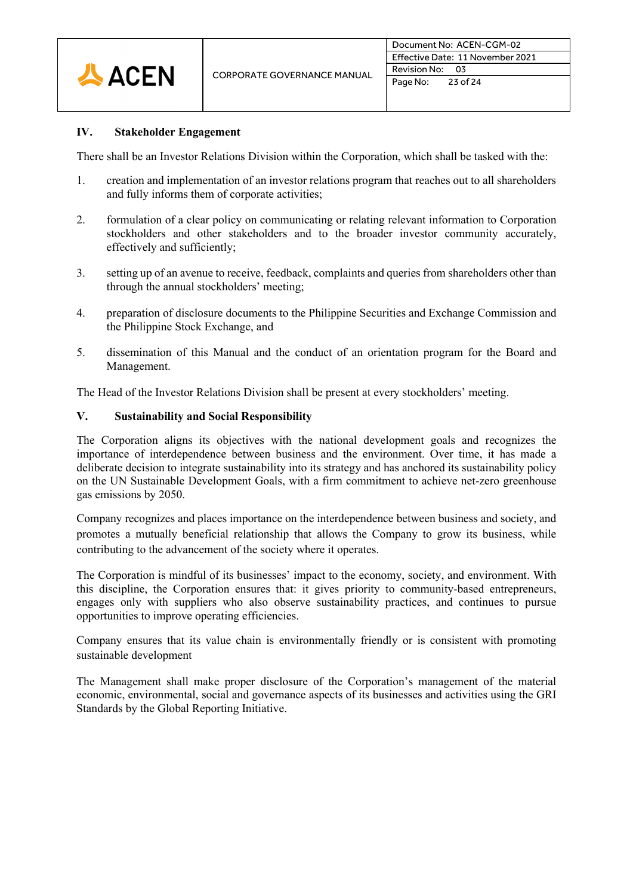## IV. Stakeholder Engagement

There shall be an Investor Relations Division within the Corporation, which shall be tasked with the:

1. creation and implementation of an investor relations program that reaches out to all shareholders and fully informs them of corporate activities;

2. formulation of a clear policy on communicating or relating relevant information to Corporation stockholders and other stakeholders and to the broader investor community accurately, effectively and sufficiently;

3. setting up of an avenue to receive, feedback, complaints and queries from shareholders other than through the annual stockholders' meeting;

4. preparation of disclosure documents to the Philippine Securities and Exchange Commission and the Philippine Stock Exchange, and

5. dissemination of this Manual and the conduct of an orientation program for the Board and Management.

The Head of the Investor Relations Division shall be present at every stockholders' meeting.

## V. Sustainability and Social Responsibility

The Corporation aligns its objectives with the national development goals and recognizes the importance of interdependence between business and the environment. Over time, it has made a deliberate decision to integrate sustainability into its strategy and has anchored its sustainability policy on the UN Sustainable Development Goals, with a firm commitment to achieve net-zero greenhouse gas emissions by 2050.

Company recognizes and places importance on the interdependence between business and society, and promotes a mutually beneficial relationship that allows the Company to grow its business, while contributing to the advancement of the society where it operates.

The Corporation is mindful of its businesses' impact to the economy, society, and environment. With this discipline, the Corporation ensures that: it gives priority to community-based entrepreneurs, engages only with suppliers who also observe sustainability practices, and continues to pursue opportunities to improve operating efficiencies.

Company ensures that its value chain is environmentally friendly or is consistent with promoting sustainable development

The Management shall make proper disclosure of the Corporation's management of the material economic, environmental, social and governance aspects of its businesses and activities using the GRI Standards by the Global Reporting Initiative.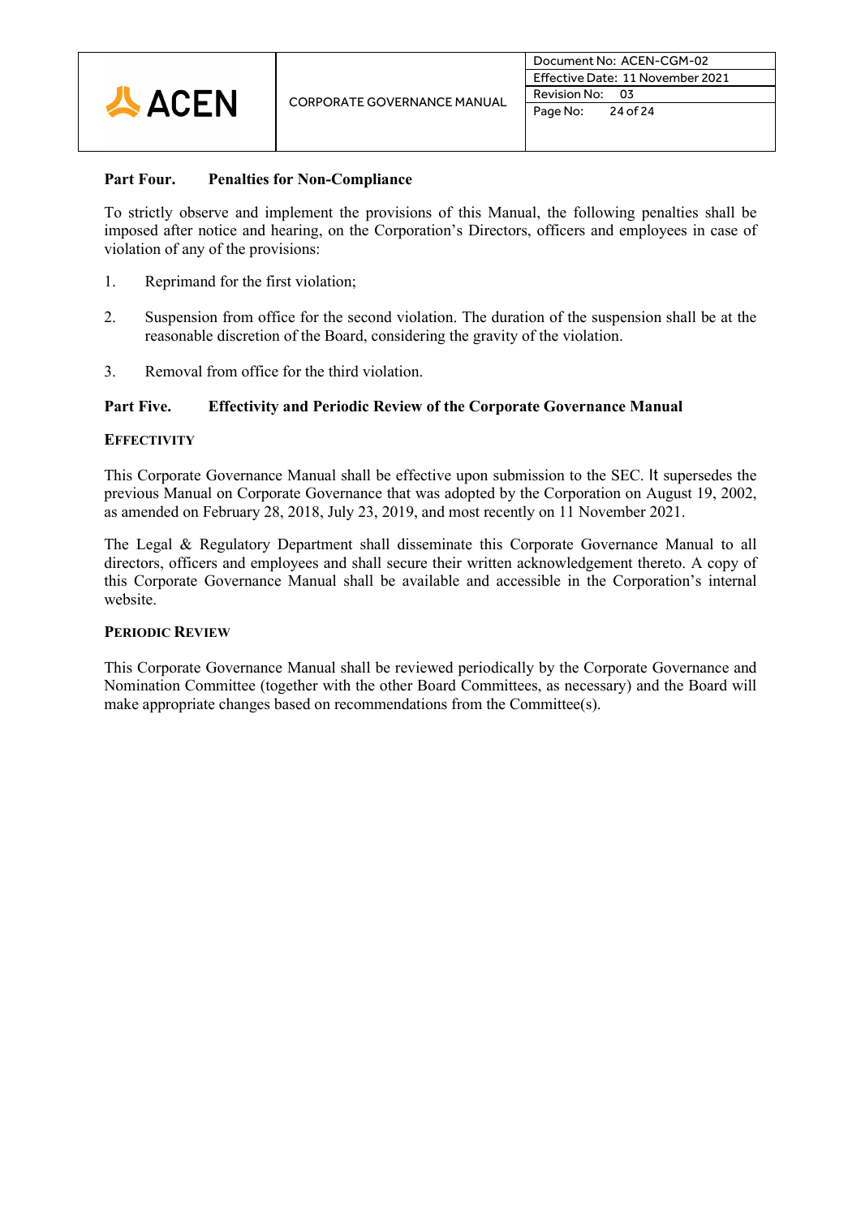## Part Four. Penalties for Non-Compliance

To strictly observe and implement the provisions of this Manual, the following penalties shall be imposed after notice and hearing, on the Corporation's Directors, officers and employees in case of violation of any of the provisions:

1. Reprimand for the first violation;

2. Suspension from office for the second violation. The duration of the suspension shall be at the reasonable discretion of the Board, considering the gravity of the violation.

3. Removal from office for the third violation.

## Part Five. Effectivity and Periodic Review of the Corporate Governance Manual

### EFFECTIVITY

This Corporate Governance Manual shall be effective upon submission to the SEC. It supersedes the previous Manual on Corporate Governance that was adopted by the Corporation on August 19, 2002, as amended on February 28, 2018, July 23, 2019, and most recently on 11 November 2021.

The Legal & Regulatory Department shall disseminate this Corporate Governance Manual to all directors, officers and employees and shall secure their written acknowledgement thereto. A copy of this Corporate Governance Manual shall be available and accessible in the Corporation's internal website.

### PERIODIC REVIEW

This Corporate Governance Manual shall be reviewed periodically by the Corporate Governance and Nomination Committee (together with the other Board Committees, as necessary) and the Board will make appropriate changes based on recommendations from the Committee(s).